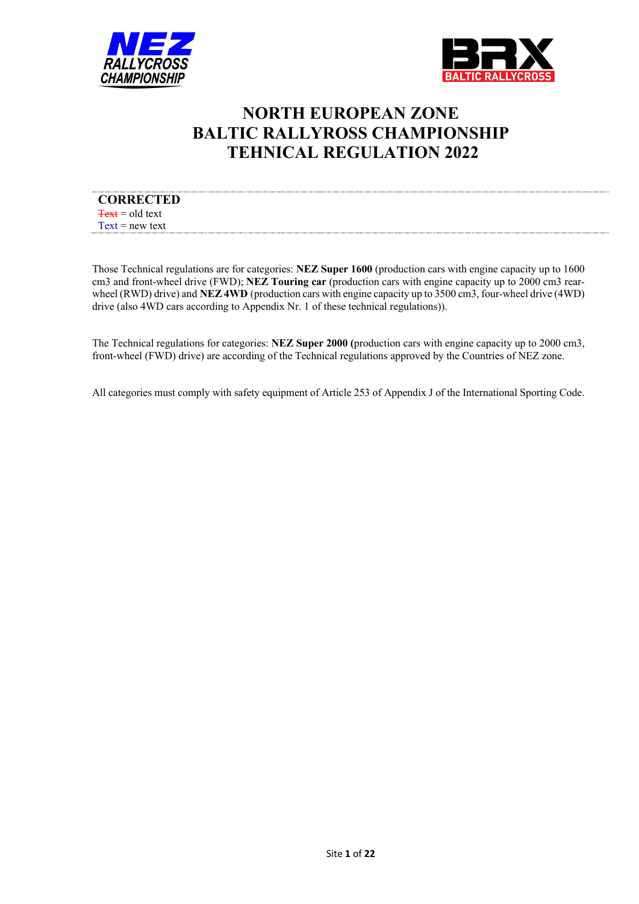# NORTH EUROPEAN ZONE
# BALTIC RALLYROSS CHAMPIONSHIP
# TEHNICAL REGULATION 2022

**CORRECTED**

~~Text~~ = old text
Text = new text

Those Technical regulations are for categories: **NEZ Super 1600** (production cars with engine capacity up to 1600 cm3 and front-wheel drive (FWD); **NEZ Touring car** (production cars with engine capacity up to 2000 cm3 rear-wheel (RWD) drive) and **NEZ 4WD** (production cars with engine capacity up to 3500 cm3, four-wheel drive (4WD) drive (also 4WD cars according to Appendix Nr. 1 of these technical regulations)).

The Technical regulations for categories: **NEZ Super 2000 (**production cars with engine capacity up to 2000 cm3, front-wheel (FWD) drive) are according of the Technical regulations approved by the Countries of NEZ zone.

All categories must comply with safety equipment of Article 253 of Appendix J of the International Sporting Code.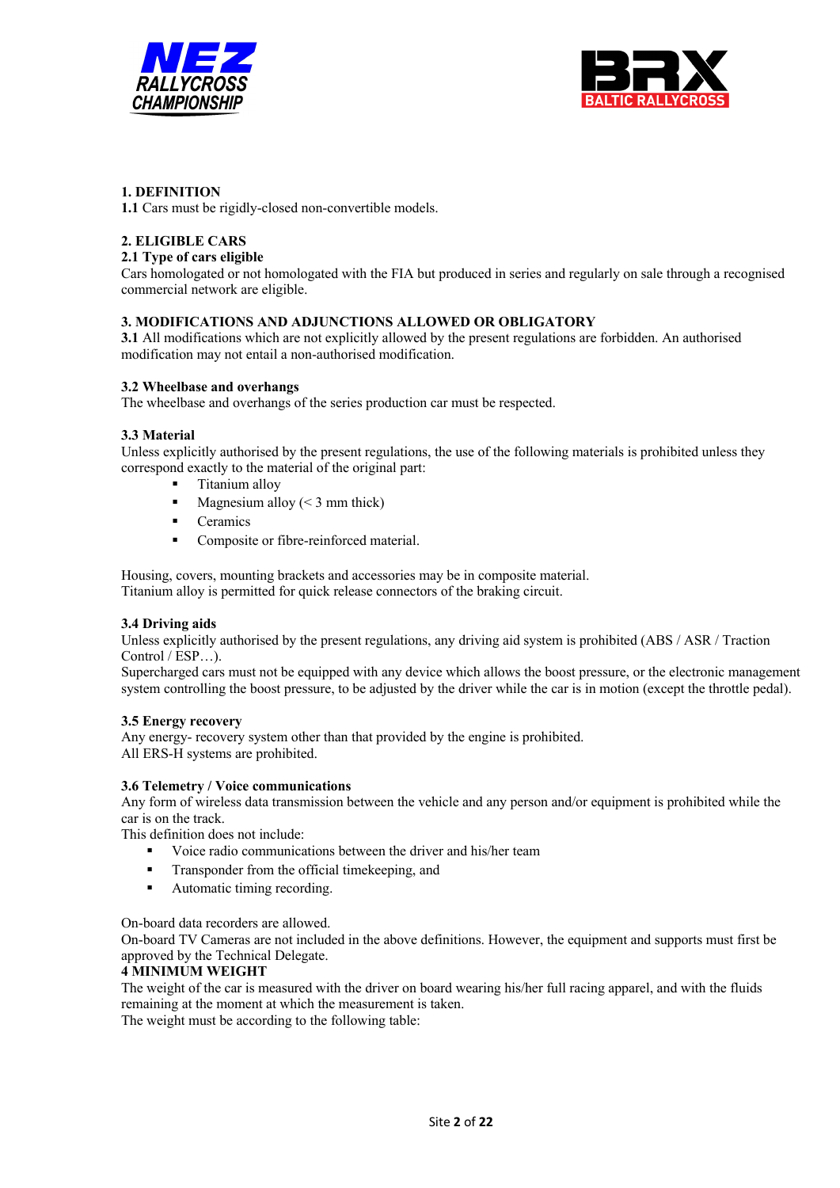## 1. DEFINITION

**1.1** Cars must be rigidly-closed non-convertible models.

## 2. ELIGIBLE CARS

### 2.1 Type of cars eligible

Cars homologated or not homologated with the FIA but produced in series and regularly on sale through a recognised commercial network are eligible.

## 3. MODIFICATIONS AND ADJUNCTIONS ALLOWED OR OBLIGATORY

**3.1** All modifications which are not explicitly allowed by the present regulations are forbidden. An authorised modification may not entail a non-authorised modification.

### 3.2 Wheelbase and overhangs

The wheelbase and overhangs of the series production car must be respected.

### 3.3 Material

Unless explicitly authorised by the present regulations, the use of the following materials is prohibited unless they correspond exactly to the material of the original part:

- Titanium alloy
- Magnesium alloy (< 3 mm thick)
- Ceramics
- Composite or fibre-reinforced material.

Housing, covers, mounting brackets and accessories may be in composite material.
Titanium alloy is permitted for quick release connectors of the braking circuit.

### 3.4 Driving aids

Unless explicitly authorised by the present regulations, any driving aid system is prohibited (ABS / ASR / Traction Control / ESP…).
Supercharged cars must not be equipped with any device which allows the boost pressure, or the electronic management system controlling the boost pressure, to be adjusted by the driver while the car is in motion (except the throttle pedal).

### 3.5 Energy recovery

Any energy- recovery system other than that provided by the engine is prohibited.
All ERS-H systems are prohibited.

### 3.6 Telemetry / Voice communications

Any form of wireless data transmission between the vehicle and any person and/or equipment is prohibited while the car is on the track.
This definition does not include:

- Voice radio communications between the driver and his/her team
- Transponder from the official timekeeping, and
- Automatic timing recording.

On-board data recorders are allowed.
On-board TV Cameras are not included in the above definitions. However, the equipment and supports must first be approved by the Technical Delegate.

## 4 MINIMUM WEIGHT

The weight of the car is measured with the driver on board wearing his/her full racing apparel, and with the fluids remaining at the moment at which the measurement is taken.
The weight must be according to the following table: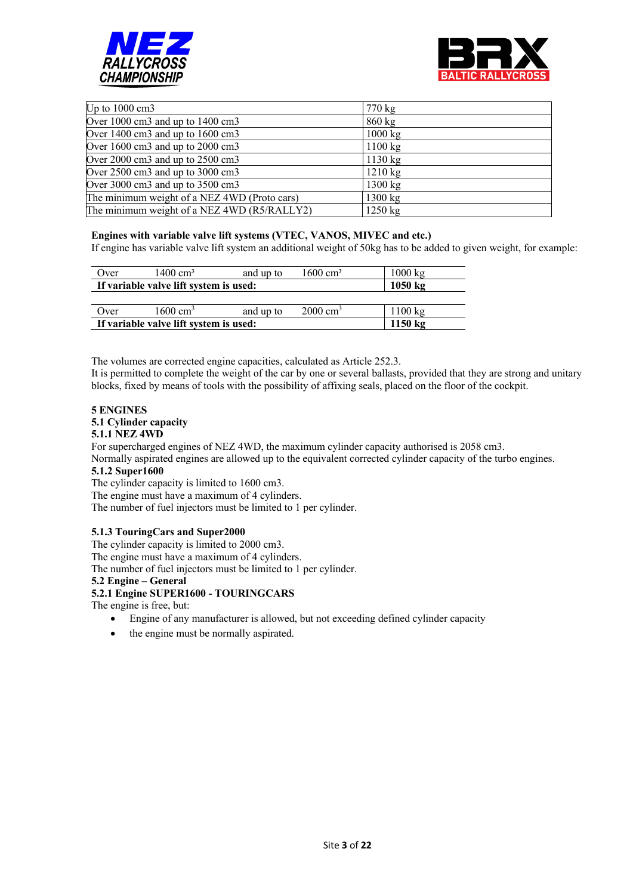| | |
|---|---|
| Up to 1000 cm3 | 770 kg |
| Over 1000 cm3 and up to 1400 cm3 | 860 kg |
| Over 1400 cm3 and up to 1600 cm3 | 1000 kg |
| Over 1600 cm3 and up to 2000 cm3 | 1100 kg |
| Over 2000 cm3 and up to 2500 cm3 | 1130 kg |
| Over 2500 cm3 and up to 3000 cm3 | 1210 kg |
| Over 3000 cm3 and up to 3500 cm3 | 1300 kg |
| The minimum weight of a NEZ 4WD (Proto cars) | 1300 kg |
| The minimum weight of a NEZ 4WD (R5/RALLY2) | 1250 kg |

**Engines with variable valve lift systems (VTEC, VANOS, MIVEC and etc.)**
If engine has variable valve lift system an additional weight of 50kg has to be added to given weight, for example:

| | | | | |
|---|---|---|---|---|
| Over | 1400 cm³ | and up to | 1600 cm³ | 1000 kg |
| **If variable valve lift system is used:** | | | | **1050 kg** |

| | | | | |
|---|---|---|---|---|
| Over | 1600 cm³ | and up to | 2000 cm³ | 1100 kg |
| **If variable valve lift system is used:** | | | | **1150 kg** |

The volumes are corrected engine capacities, calculated as Article 252.3.
It is permitted to complete the weight of the car by one or several ballasts, provided that they are strong and unitary blocks, fixed by means of tools with the possibility of affixing seals, placed on the floor of the cockpit.

## 5 ENGINES

### 5.1 Cylinder capacity

#### 5.1.1 NEZ 4WD

For supercharged engines of NEZ 4WD, the maximum cylinder capacity authorised is 2058 cm3.
Normally aspirated engines are allowed up to the equivalent corrected cylinder capacity of the turbo engines.

#### 5.1.2 Super1600

The cylinder capacity is limited to 1600 cm3.
The engine must have a maximum of 4 cylinders.
The number of fuel injectors must be limited to 1 per cylinder.

#### 5.1.3 TouringCars and Super2000

The cylinder capacity is limited to 2000 cm3.
The engine must have a maximum of 4 cylinders.
The number of fuel injectors must be limited to 1 per cylinder.

### 5.2 Engine – General

#### 5.2.1 Engine SUPER1600 - TOURINGCARS

The engine is free, but:

- Engine of any manufacturer is allowed, but not exceeding defined cylinder capacity
- the engine must be normally aspirated.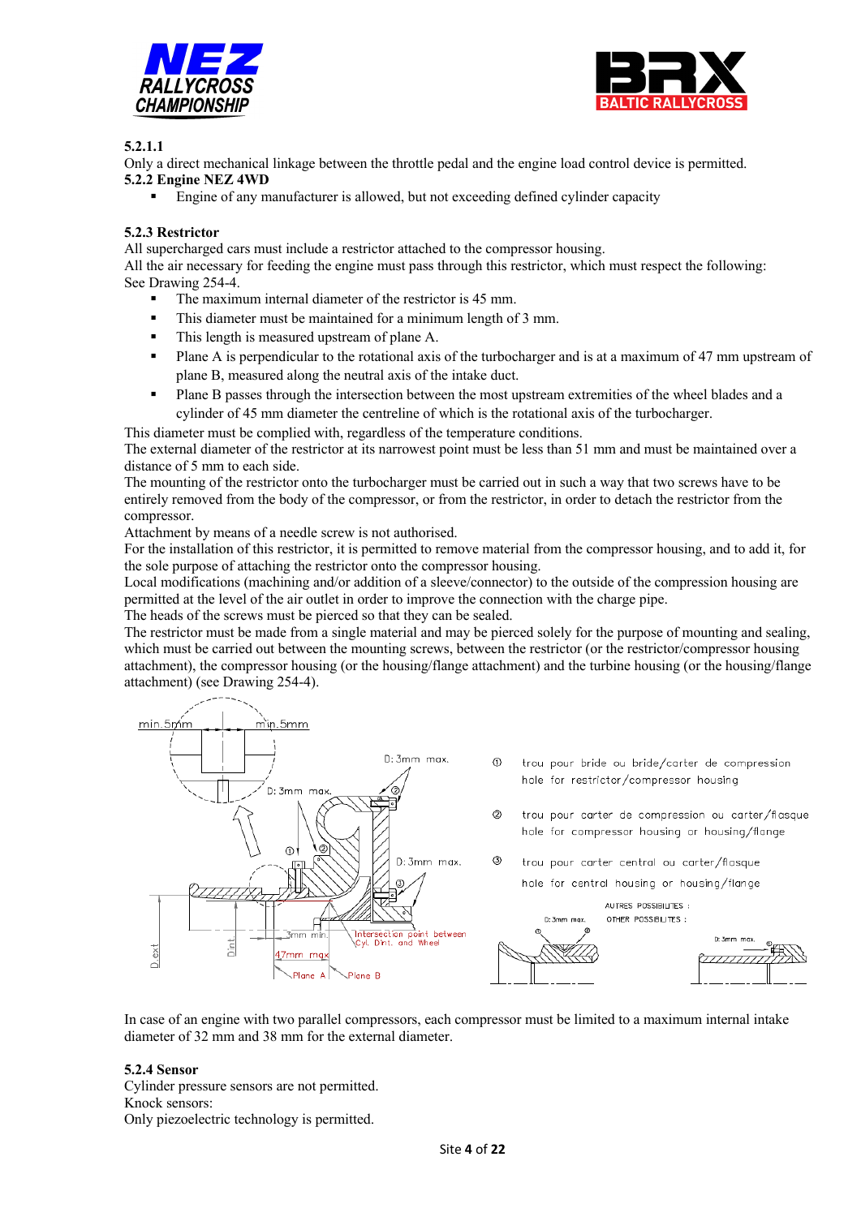**5.2.1.1**

Only a direct mechanical linkage between the throttle pedal and the engine load control device is permitted.

**5.2.2 Engine NEZ 4WD**

- Engine of any manufacturer is allowed, but not exceeding defined cylinder capacity

**5.2.3 Restrictor**

All supercharged cars must include a restrictor attached to the compressor housing.

All the air necessary for feeding the engine must pass through this restrictor, which must respect the following: See Drawing 254-4.

- The maximum internal diameter of the restrictor is 45 mm.
- This diameter must be maintained for a minimum length of 3 mm.
- This length is measured upstream of plane A.
- Plane A is perpendicular to the rotational axis of the turbocharger and is at a maximum of 47 mm upstream of plane B, measured along the neutral axis of the intake duct.
- Plane B passes through the intersection between the most upstream extremities of the wheel blades and a cylinder of 45 mm diameter the centreline of which is the rotational axis of the turbocharger.

This diameter must be complied with, regardless of the temperature conditions.

The external diameter of the restrictor at its narrowest point must be less than 51 mm and must be maintained over a distance of 5 mm to each side.

The mounting of the restrictor onto the turbocharger must be carried out in such a way that two screws have to be entirely removed from the body of the compressor, or from the restrictor, in order to detach the restrictor from the compressor.

Attachment by means of a needle screw is not authorised.

For the installation of this restrictor, it is permitted to remove material from the compressor housing, and to add it, for the sole purpose of attaching the restrictor onto the compressor housing.

Local modifications (machining and/or addition of a sleeve/connector) to the outside of the compression housing are permitted at the level of the air outlet in order to improve the connection with the charge pipe.

The heads of the screws must be pierced so that they can be sealed.

The restrictor must be made from a single material and may be pierced solely for the purpose of mounting and sealing, which must be carried out between the mounting screws, between the restrictor (or the restrictor/compressor housing attachment), the compressor housing (or the housing/flange attachment) and the turbine housing (or the housing/flange attachment) (see Drawing 254-4).

In case of an engine with two parallel compressors, each compressor must be limited to a maximum internal intake diameter of 32 mm and 38 mm for the external diameter.

**5.2.4 Sensor**

Cylinder pressure sensors are not permitted.

Knock sensors:

Only piezoelectric technology is permitted.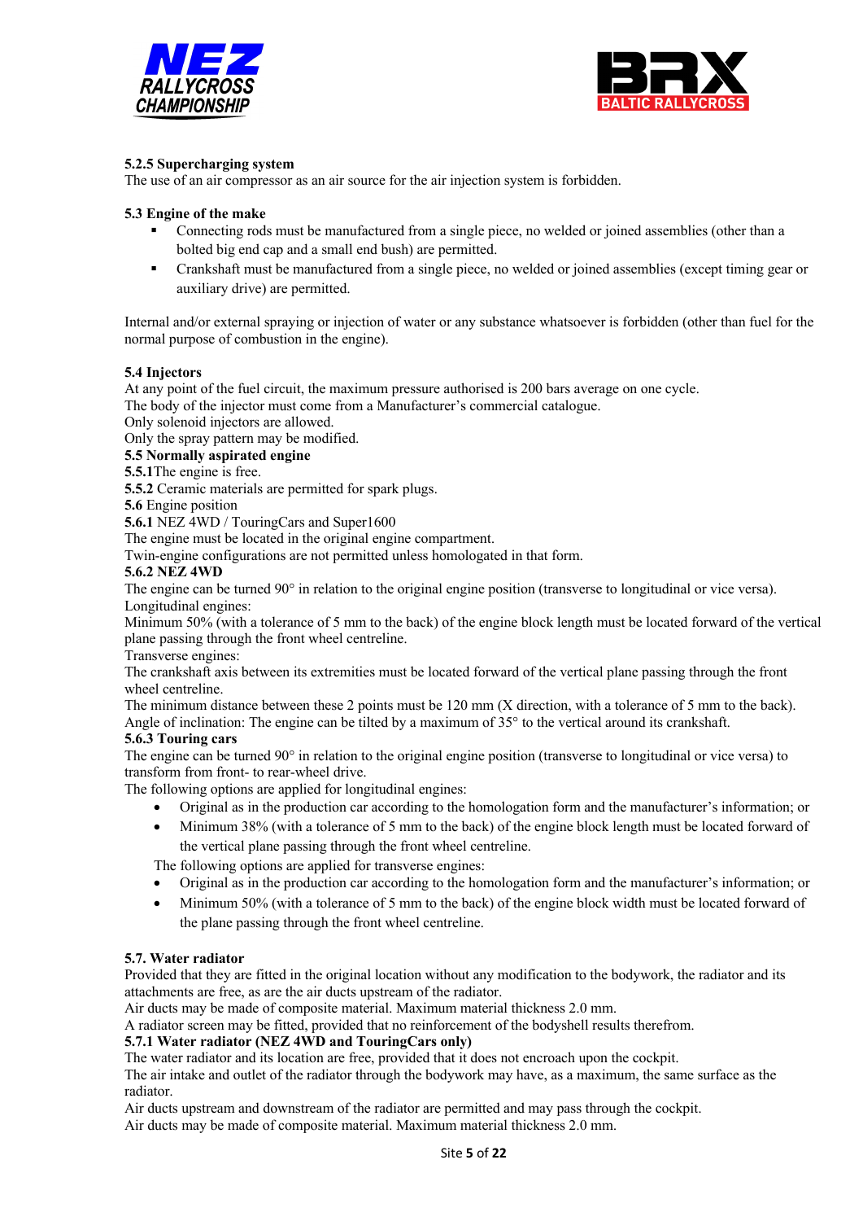**5.2.5 Supercharging system**

The use of an air compressor as an air source for the air injection system is forbidden.

**5.3 Engine of the make**

- Connecting rods must be manufactured from a single piece, no welded or joined assemblies (other than a bolted big end cap and a small end bush) are permitted.
- Crankshaft must be manufactured from a single piece, no welded or joined assemblies (except timing gear or auxiliary drive) are permitted.

Internal and/or external spraying or injection of water or any substance whatsoever is forbidden (other than fuel for the normal purpose of combustion in the engine).

**5.4 Injectors**

At any point of the fuel circuit, the maximum pressure authorised is 200 bars average on one cycle.
The body of the injector must come from a Manufacturer's commercial catalogue.
Only solenoid injectors are allowed.
Only the spray pattern may be modified.

**5.5 Normally aspirated engine**

**5.5.1**The engine is free.

**5.5.2** Ceramic materials are permitted for spark plugs.

**5.6** Engine position

**5.6.1** NEZ 4WD / TouringCars and Super1600

The engine must be located in the original engine compartment.
Twin-engine configurations are not permitted unless homologated in that form.

**5.6.2 NEZ 4WD**

The engine can be turned 90° in relation to the original engine position (transverse to longitudinal or vice versa).
Longitudinal engines:
Minimum 50% (with a tolerance of 5 mm to the back) of the engine block length must be located forward of the vertical plane passing through the front wheel centreline.
Transverse engines:
The crankshaft axis between its extremities must be located forward of the vertical plane passing through the front wheel centreline.
The minimum distance between these 2 points must be 120 mm (X direction, with a tolerance of 5 mm to the back).
Angle of inclination: The engine can be tilted by a maximum of 35° to the vertical around its crankshaft.

**5.6.3 Touring cars**

The engine can be turned 90° in relation to the original engine position (transverse to longitudinal or vice versa) to transform from front- to rear-wheel drive.
The following options are applied for longitudinal engines:

- Original as in the production car according to the homologation form and the manufacturer's information; or
- Minimum 38% (with a tolerance of 5 mm to the back) of the engine block length must be located forward of the vertical plane passing through the front wheel centreline.

The following options are applied for transverse engines:

- Original as in the production car according to the homologation form and the manufacturer's information; or
- Minimum 50% (with a tolerance of 5 mm to the back) of the engine block width must be located forward of the plane passing through the front wheel centreline.

**5.7. Water radiator**

Provided that they are fitted in the original location without any modification to the bodywork, the radiator and its attachments are free, as are the air ducts upstream of the radiator.
Air ducts may be made of composite material. Maximum material thickness 2.0 mm.
A radiator screen may be fitted, provided that no reinforcement of the bodyshell results therefrom.

**5.7.1 Water radiator (NEZ 4WD and TouringCars only)**

The water radiator and its location are free, provided that it does not encroach upon the cockpit.
The air intake and outlet of the radiator through the bodywork may have, as a maximum, the same surface as the radiator.
Air ducts upstream and downstream of the radiator are permitted and may pass through the cockpit.
Air ducts may be made of composite material. Maximum material thickness 2.0 mm.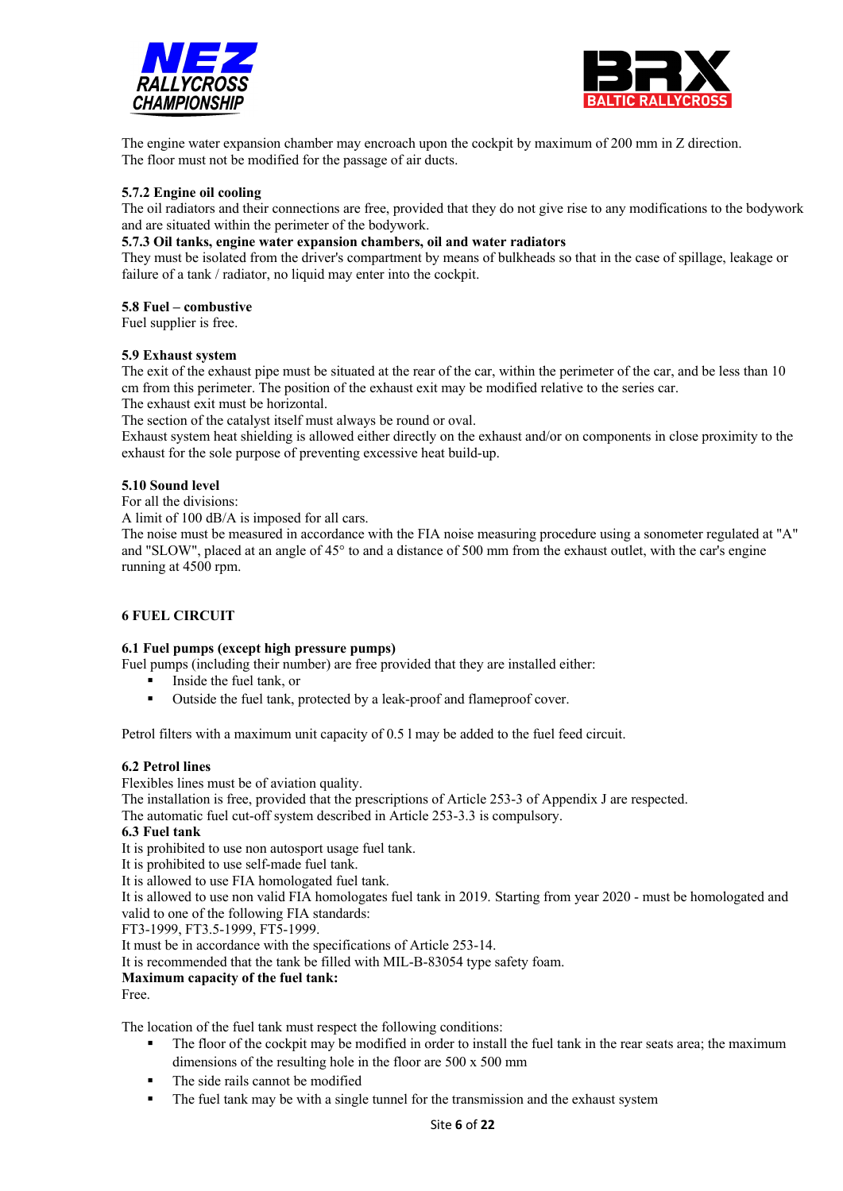The engine water expansion chamber may encroach upon the cockpit by maximum of 200 mm in Z direction.
The floor must not be modified for the passage of air ducts.

**5.7.2 Engine oil cooling**

The oil radiators and their connections are free, provided that they do not give rise to any modifications to the bodywork and are situated within the perimeter of the bodywork.

**5.7.3 Oil tanks, engine water expansion chambers, oil and water radiators**

They must be isolated from the driver's compartment by means of bulkheads so that in the case of spillage, leakage or failure of a tank / radiator, no liquid may enter into the cockpit.

**5.8 Fuel – combustive**

Fuel supplier is free.

**5.9 Exhaust system**

The exit of the exhaust pipe must be situated at the rear of the car, within the perimeter of the car, and be less than 10 cm from this perimeter. The position of the exhaust exit may be modified relative to the series car.
The exhaust exit must be horizontal.
The section of the catalyst itself must always be round or oval.
Exhaust system heat shielding is allowed either directly on the exhaust and/or on components in close proximity to the exhaust for the sole purpose of preventing excessive heat build-up.

**5.10 Sound level**

For all the divisions:
A limit of 100 dB/A is imposed for all cars.
The noise must be measured in accordance with the FIA noise measuring procedure using a sonometer regulated at "A" and "SLOW", placed at an angle of 45° to and a distance of 500 mm from the exhaust outlet, with the car's engine running at 4500 rpm.

## 6 FUEL CIRCUIT

**6.1 Fuel pumps (except high pressure pumps)**

Fuel pumps (including their number) are free provided that they are installed either:

- Inside the fuel tank, or
- Outside the fuel tank, protected by a leak-proof and flameproof cover.

Petrol filters with a maximum unit capacity of 0.5 l may be added to the fuel feed circuit.

**6.2 Petrol lines**

Flexibles lines must be of aviation quality.
The installation is free, provided that the prescriptions of Article 253-3 of Appendix J are respected.
The automatic fuel cut-off system described in Article 253-3.3 is compulsory.

**6.3 Fuel tank**

It is prohibited to use non autosport usage fuel tank.
It is prohibited to use self-made fuel tank.
It is allowed to use FIA homologated fuel tank.
It is allowed to use non valid FIA homologates fuel tank in 2019. Starting from year 2020 - must be homologated and valid to one of the following FIA standards:
FT3-1999, FT3.5-1999, FT5-1999.
It must be in accordance with the specifications of Article 253-14.
It is recommended that the tank be filled with MIL-B-83054 type safety foam.

**Maximum capacity of the fuel tank:**

Free.

The location of the fuel tank must respect the following conditions:

- The floor of the cockpit may be modified in order to install the fuel tank in the rear seats area; the maximum dimensions of the resulting hole in the floor are 500 x 500 mm
- The side rails cannot be modified
- The fuel tank may be with a single tunnel for the transmission and the exhaust system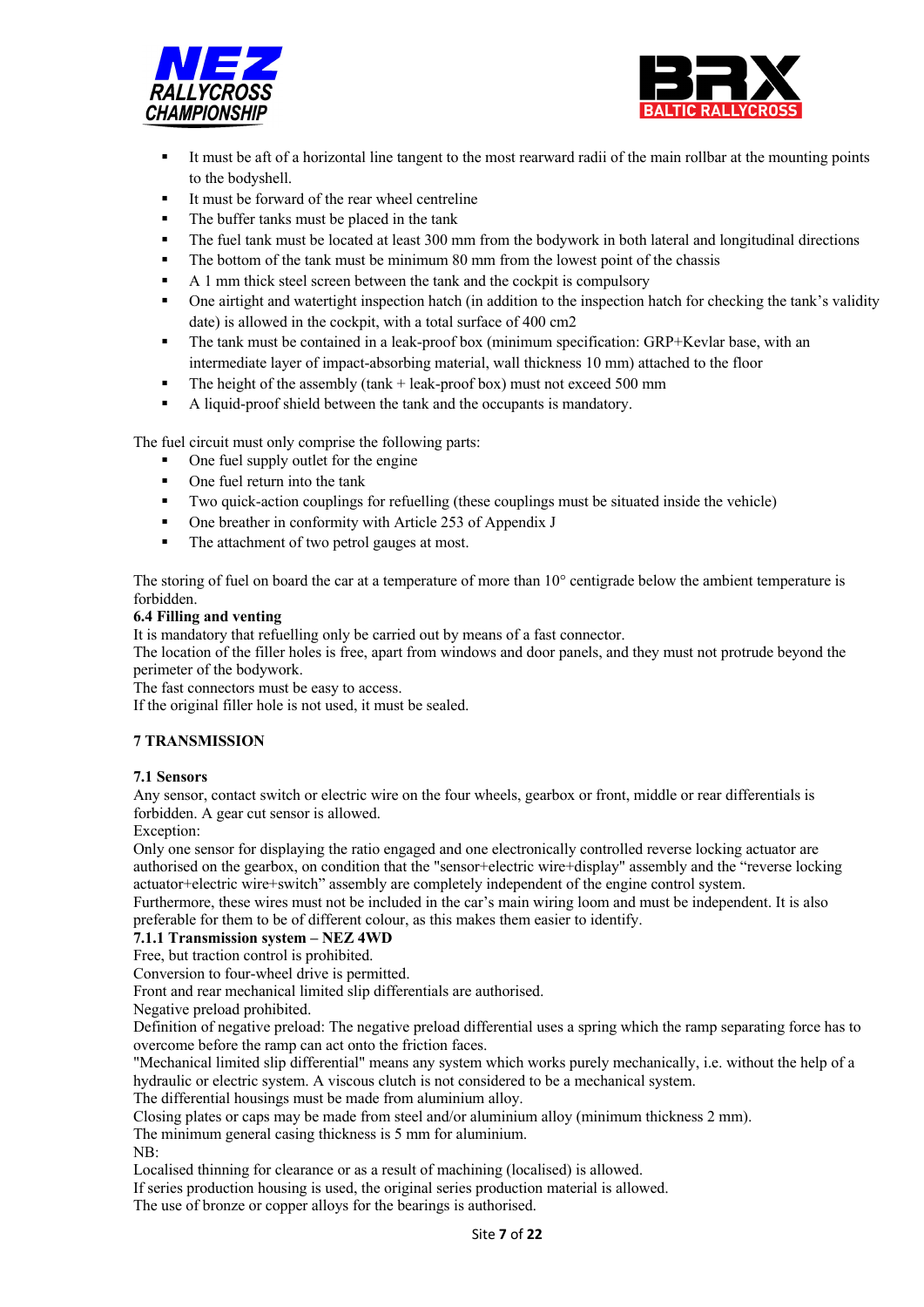- It must be aft of a horizontal line tangent to the most rearward radii of the main rollbar at the mounting points to the bodyshell.
- It must be forward of the rear wheel centreline
- The buffer tanks must be placed in the tank
- The fuel tank must be located at least 300 mm from the bodywork in both lateral and longitudinal directions
- The bottom of the tank must be minimum 80 mm from the lowest point of the chassis
- A 1 mm thick steel screen between the tank and the cockpit is compulsory
- One airtight and watertight inspection hatch (in addition to the inspection hatch for checking the tank's validity date) is allowed in the cockpit, with a total surface of 400 cm2
- The tank must be contained in a leak-proof box (minimum specification: GRP+Kevlar base, with an intermediate layer of impact-absorbing material, wall thickness 10 mm) attached to the floor
- The height of the assembly (tank + leak-proof box) must not exceed 500 mm
- A liquid-proof shield between the tank and the occupants is mandatory.

The fuel circuit must only comprise the following parts:

- One fuel supply outlet for the engine
- One fuel return into the tank
- Two quick-action couplings for refuelling (these couplings must be situated inside the vehicle)
- One breather in conformity with Article 253 of Appendix J
- The attachment of two petrol gauges at most.

The storing of fuel on board the car at a temperature of more than 10° centigrade below the ambient temperature is forbidden.

**6.4 Filling and venting**

It is mandatory that refuelling only be carried out by means of a fast connector.
The location of the filler holes is free, apart from windows and door panels, and they must not protrude beyond the perimeter of the bodywork.
The fast connectors must be easy to access.
If the original filler hole is not used, it must be sealed.

## 7 TRANSMISSION

### 7.1 Sensors

Any sensor, contact switch or electric wire on the four wheels, gearbox or front, middle or rear differentials is forbidden. A gear cut sensor is allowed.
Exception:
Only one sensor for displaying the ratio engaged and one electronically controlled reverse locking actuator are authorised on the gearbox, on condition that the "sensor+electric wire+display" assembly and the "reverse locking actuator+electric wire+switch" assembly are completely independent of the engine control system.
Furthermore, these wires must not be included in the car's main wiring loom and must be independent. It is also preferable for them to be of different colour, as this makes them easier to identify.

#### 7.1.1 Transmission system – NEZ 4WD

Free, but traction control is prohibited.
Conversion to four-wheel drive is permitted.
Front and rear mechanical limited slip differentials are authorised.
Negative preload prohibited.
Definition of negative preload: The negative preload differential uses a spring which the ramp separating force has to overcome before the ramp can act onto the friction faces.
"Mechanical limited slip differential" means any system which works purely mechanically, i.e. without the help of a hydraulic or electric system. A viscous clutch is not considered to be a mechanical system.
The differential housings must be made from aluminium alloy.
Closing plates or caps may be made from steel and/or aluminium alloy (minimum thickness 2 mm).
The minimum general casing thickness is 5 mm for aluminium.
NB:
Localised thinning for clearance or as a result of machining (localised) is allowed.
If series production housing is used, the original series production material is allowed.
The use of bronze or copper alloys for the bearings is authorised.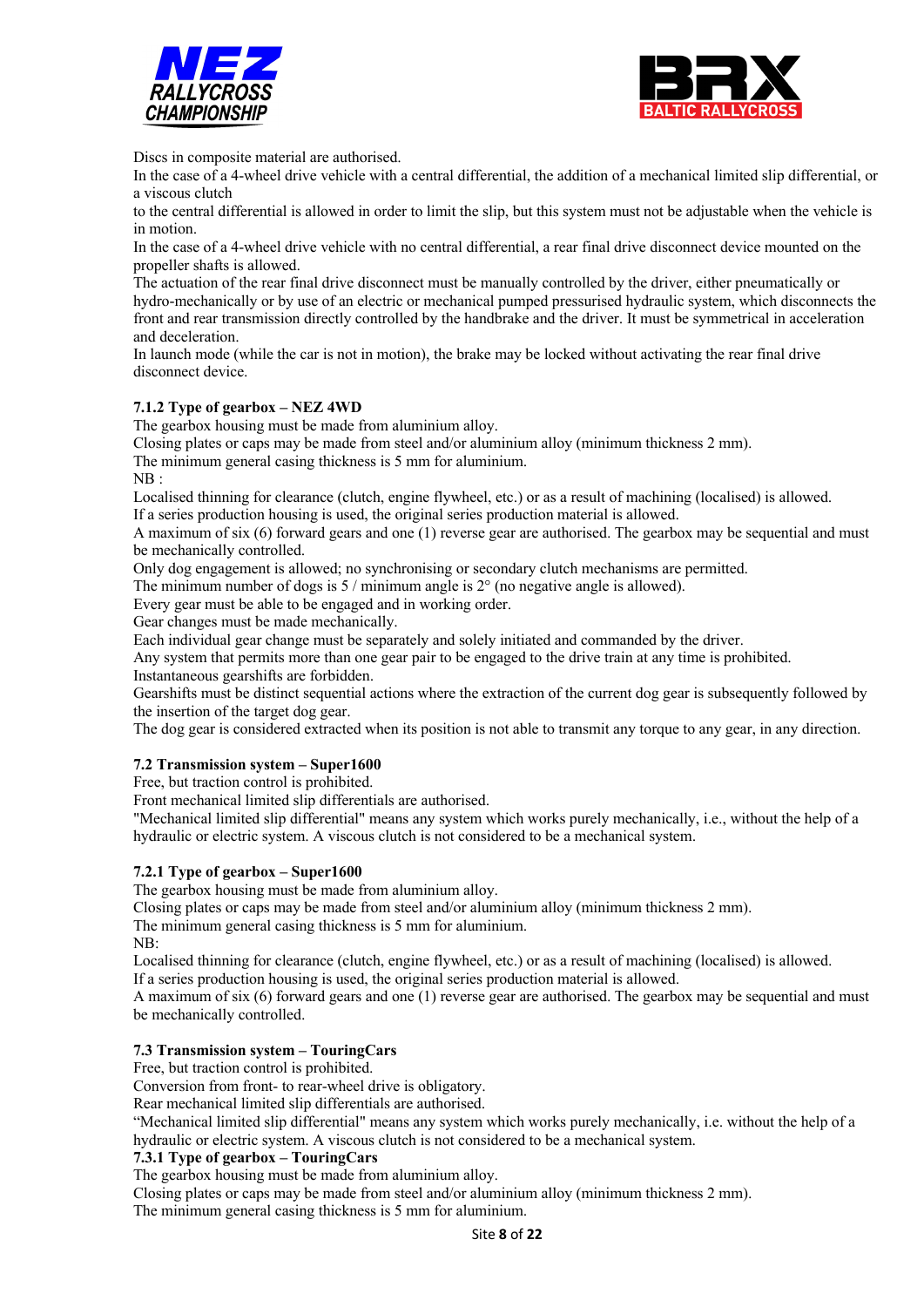Discs in composite material are authorised.
In the case of a 4-wheel drive vehicle with a central differential, the addition of a mechanical limited slip differential, or a viscous clutch
to the central differential is allowed in order to limit the slip, but this system must not be adjustable when the vehicle is in motion.
In the case of a 4-wheel drive vehicle with no central differential, a rear final drive disconnect device mounted on the propeller shafts is allowed.
The actuation of the rear final drive disconnect must be manually controlled by the driver, either pneumatically or hydro-mechanically or by use of an electric or mechanical pumped pressurised hydraulic system, which disconnects the front and rear transmission directly controlled by the handbrake and the driver. It must be symmetrical in acceleration and deceleration.
In launch mode (while the car is not in motion), the brake may be locked without activating the rear final drive disconnect device.

### 7.1.2 Type of gearbox – NEZ 4WD

The gearbox housing must be made from aluminium alloy.
Closing plates or caps may be made from steel and/or aluminium alloy (minimum thickness 2 mm).
The minimum general casing thickness is 5 mm for aluminium.
NB :
Localised thinning for clearance (clutch, engine flywheel, etc.) or as a result of machining (localised) is allowed.
If a series production housing is used, the original series production material is allowed.
A maximum of six (6) forward gears and one (1) reverse gear are authorised. The gearbox may be sequential and must be mechanically controlled.
Only dog engagement is allowed; no synchronising or secondary clutch mechanisms are permitted.
The minimum number of dogs is 5 / minimum angle is 2° (no negative angle is allowed).
Every gear must be able to be engaged and in working order.
Gear changes must be made mechanically.
Each individual gear change must be separately and solely initiated and commanded by the driver.
Any system that permits more than one gear pair to be engaged to the drive train at any time is prohibited.
Instantaneous gearshifts are forbidden.
Gearshifts must be distinct sequential actions where the extraction of the current dog gear is subsequently followed by the insertion of the target dog gear.
The dog gear is considered extracted when its position is not able to transmit any torque to any gear, in any direction.

### 7.2 Transmission system – Super1600

Free, but traction control is prohibited.
Front mechanical limited slip differentials are authorised.
"Mechanical limited slip differential" means any system which works purely mechanically, i.e., without the help of a hydraulic or electric system. A viscous clutch is not considered to be a mechanical system.

### 7.2.1 Type of gearbox – Super1600

The gearbox housing must be made from aluminium alloy.
Closing plates or caps may be made from steel and/or aluminium alloy (minimum thickness 2 mm).
The minimum general casing thickness is 5 mm for aluminium.
NB:
Localised thinning for clearance (clutch, engine flywheel, etc.) or as a result of machining (localised) is allowed.
If a series production housing is used, the original series production material is allowed.
A maximum of six (6) forward gears and one (1) reverse gear are authorised. The gearbox may be sequential and must be mechanically controlled.

### 7.3 Transmission system – TouringCars

Free, but traction control is prohibited.
Conversion from front- to rear-wheel drive is obligatory.
Rear mechanical limited slip differentials are authorised.
"Mechanical limited slip differential" means any system which works purely mechanically, i.e. without the help of a hydraulic or electric system. A viscous clutch is not considered to be a mechanical system.

### 7.3.1 Type of gearbox – TouringCars

The gearbox housing must be made from aluminium alloy.
Closing plates or caps may be made from steel and/or aluminium alloy (minimum thickness 2 mm).
The minimum general casing thickness is 5 mm for aluminium.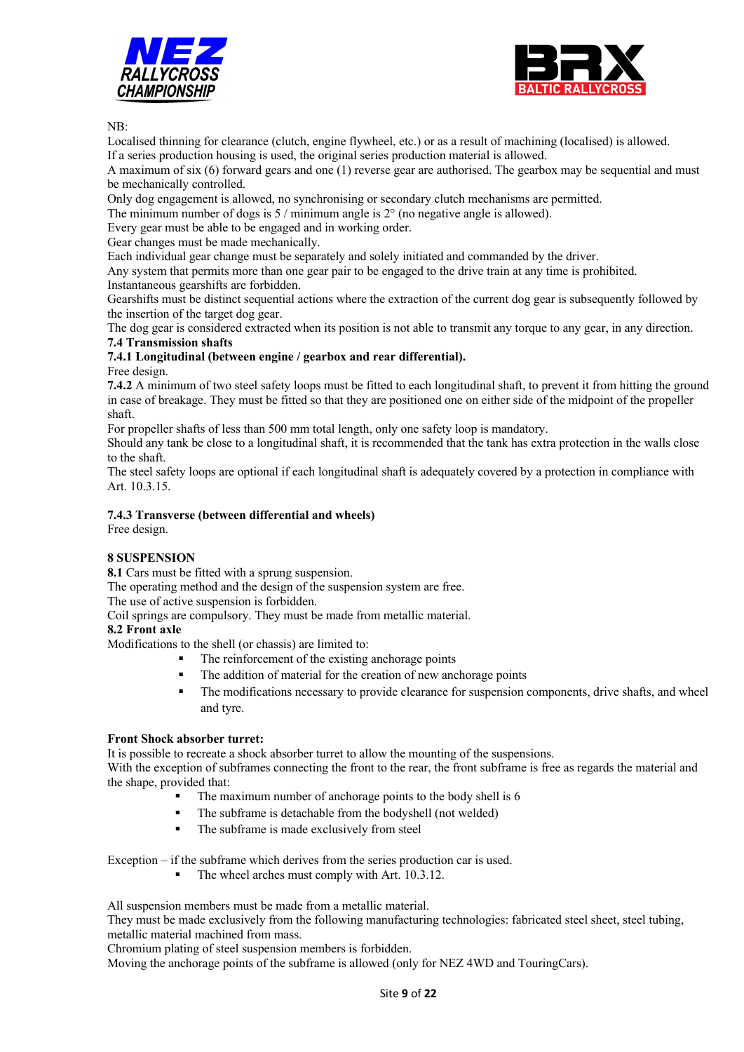NB:
Localised thinning for clearance (clutch, engine flywheel, etc.) or as a result of machining (localised) is allowed.
If a series production housing is used, the original series production material is allowed.
A maximum of six (6) forward gears and one (1) reverse gear are authorised. The gearbox may be sequential and must be mechanically controlled.
Only dog engagement is allowed, no synchronising or secondary clutch mechanisms are permitted.
The minimum number of dogs is 5 / minimum angle is 2° (no negative angle is allowed).
Every gear must be able to be engaged and in working order.
Gear changes must be made mechanically.
Each individual gear change must be separately and solely initiated and commanded by the driver.
Any system that permits more than one gear pair to be engaged to the drive train at any time is prohibited.
Instantaneous gearshifts are forbidden.
Gearshifts must be distinct sequential actions where the extraction of the current dog gear is subsequently followed by the insertion of the target dog gear.
The dog gear is considered extracted when its position is not able to transmit any torque to any gear, in any direction.

**7.4 Transmission shafts**

**7.4.1 Longitudinal (between engine / gearbox and rear differential).**

Free design.

**7.4.2** A minimum of two steel safety loops must be fitted to each longitudinal shaft, to prevent it from hitting the ground in case of breakage. They must be fitted so that they are positioned one on either side of the midpoint of the propeller shaft.
For propeller shafts of less than 500 mm total length, only one safety loop is mandatory.
Should any tank be close to a longitudinal shaft, it is recommended that the tank has extra protection in the walls close to the shaft.
The steel safety loops are optional if each longitudinal shaft is adequately covered by a protection in compliance with Art. 10.3.15.

**7.4.3 Transverse (between differential and wheels)**

Free design.

**8 SUSPENSION**

**8.1** Cars must be fitted with a sprung suspension.
The operating method and the design of the suspension system are free.
The use of active suspension is forbidden.
Coil springs are compulsory. They must be made from metallic material.

**8.2 Front axle**

Modifications to the shell (or chassis) are limited to:

- The reinforcement of the existing anchorage points
- The addition of material for the creation of new anchorage points
- The modifications necessary to provide clearance for suspension components, drive shafts, and wheel and tyre.

**Front Shock absorber turret:**

It is possible to recreate a shock absorber turret to allow the mounting of the suspensions.
With the exception of subframes connecting the front to the rear, the front subframe is free as regards the material and the shape, provided that:

- The maximum number of anchorage points to the body shell is 6
- The subframe is detachable from the bodyshell (not welded)
- The subframe is made exclusively from steel

Exception – if the subframe which derives from the series production car is used.

- The wheel arches must comply with Art. 10.3.12.

All suspension members must be made from a metallic material.
They must be made exclusively from the following manufacturing technologies: fabricated steel sheet, steel tubing, metallic material machined from mass.
Chromium plating of steel suspension members is forbidden.
Moving the anchorage points of the subframe is allowed (only for NEZ 4WD and TouringCars).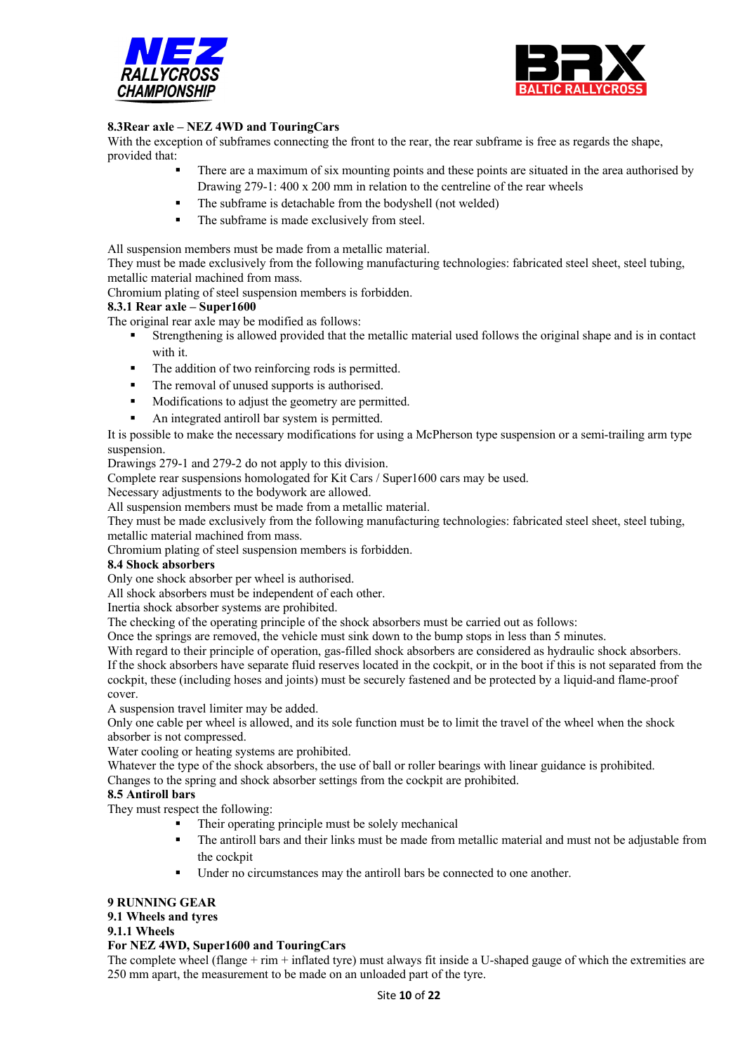**8.3Rear axle – NEZ 4WD and TouringCars**

With the exception of subframes connecting the front to the rear, the rear subframe is free as regards the shape, provided that:

- There are a maximum of six mounting points and these points are situated in the area authorised by Drawing 279-1: 400 x 200 mm in relation to the centreline of the rear wheels
- The subframe is detachable from the bodyshell (not welded)
- The subframe is made exclusively from steel.

All suspension members must be made from a metallic material.
They must be made exclusively from the following manufacturing technologies: fabricated steel sheet, steel tubing, metallic material machined from mass.
Chromium plating of steel suspension members is forbidden.

**8.3.1 Rear axle – Super1600**

The original rear axle may be modified as follows:

- Strengthening is allowed provided that the metallic material used follows the original shape and is in contact with it.
- The addition of two reinforcing rods is permitted.
- The removal of unused supports is authorised.
- Modifications to adjust the geometry are permitted.
- An integrated antiroll bar system is permitted.

It is possible to make the necessary modifications for using a McPherson type suspension or a semi-trailing arm type suspension.
Drawings 279-1 and 279-2 do not apply to this division.
Complete rear suspensions homologated for Kit Cars / Super1600 cars may be used.
Necessary adjustments to the bodywork are allowed.
All suspension members must be made from a metallic material.
They must be made exclusively from the following manufacturing technologies: fabricated steel sheet, steel tubing, metallic material machined from mass.
Chromium plating of steel suspension members is forbidden.

**8.4 Shock absorbers**

Only one shock absorber per wheel is authorised.
All shock absorbers must be independent of each other.
Inertia shock absorber systems are prohibited.
The checking of the operating principle of the shock absorbers must be carried out as follows:
Once the springs are removed, the vehicle must sink down to the bump stops in less than 5 minutes.
With regard to their principle of operation, gas-filled shock absorbers are considered as hydraulic shock absorbers.
If the shock absorbers have separate fluid reserves located in the cockpit, or in the boot if this is not separated from the cockpit, these (including hoses and joints) must be securely fastened and be protected by a liquid-and flame-proof cover.
A suspension travel limiter may be added.
Only one cable per wheel is allowed, and its sole function must be to limit the travel of the wheel when the shock absorber is not compressed.
Water cooling or heating systems are prohibited.
Whatever the type of the shock absorbers, the use of ball or roller bearings with linear guidance is prohibited.
Changes to the spring and shock absorber settings from the cockpit are prohibited.

**8.5 Antiroll bars**

They must respect the following:

- Their operating principle must be solely mechanical
- The antiroll bars and their links must be made from metallic material and must not be adjustable from the cockpit
- Under no circumstances may the antiroll bars be connected to one another.

**9 RUNNING GEAR**

**9.1 Wheels and tyres**

**9.1.1 Wheels**

**For NEZ 4WD, Super1600 and TouringCars**

The complete wheel (flange + rim + inflated tyre) must always fit inside a U-shaped gauge of which the extremities are 250 mm apart, the measurement to be made on an unloaded part of the tyre.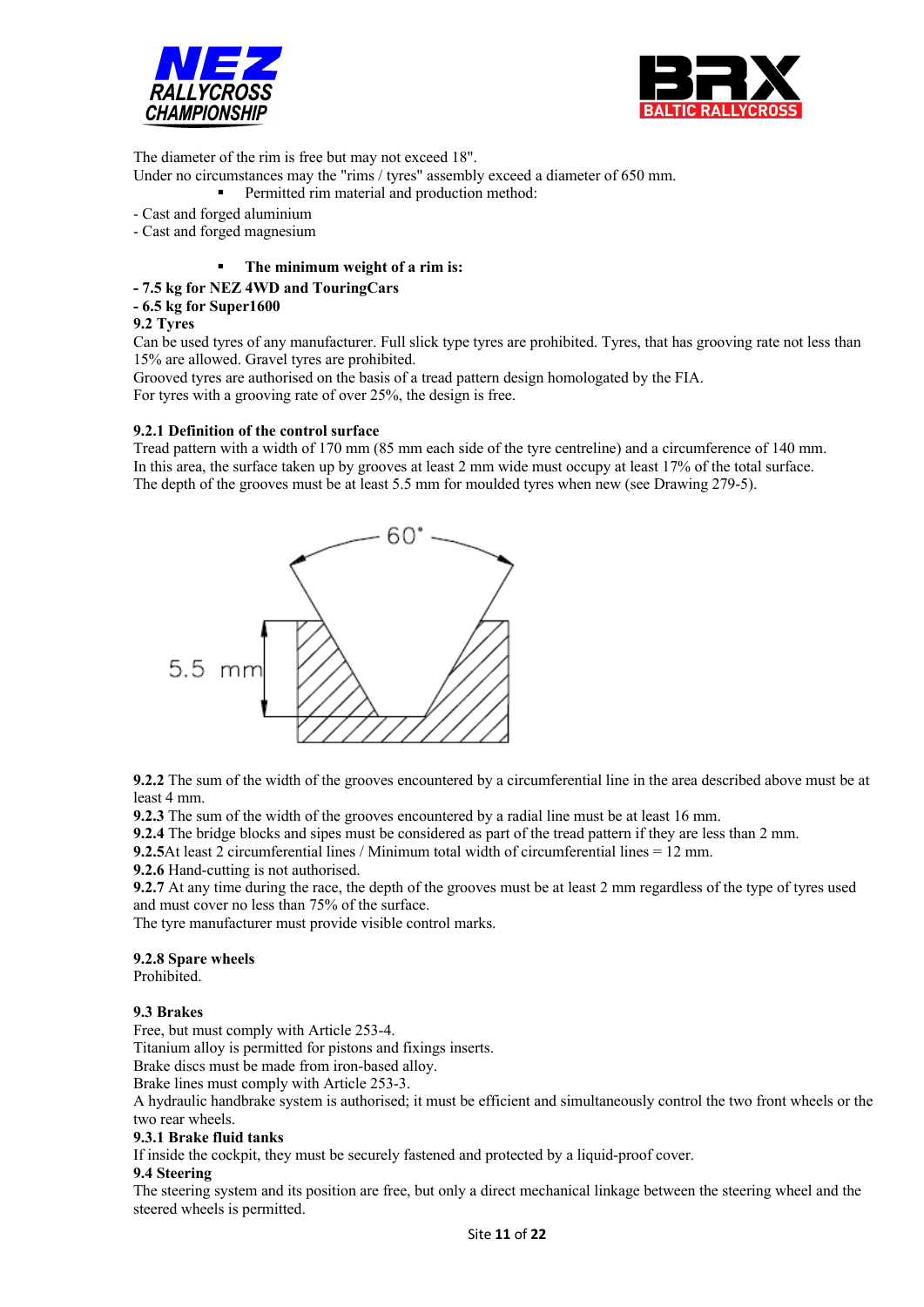The diameter of the rim is free but may not exceed 18".

Under no circumstances may the "rims / tyres" assembly exceed a diameter of 650 mm.

- Permitted rim material and production method:

- Cast and forged aluminium
- Cast and forged magnesium

- **The minimum weight of a rim is:**

**- 7.5 kg for NEZ 4WD and TouringCars**

**- 6.5 kg for Super1600**

**9.2 Tyres**

Can be used tyres of any manufacturer. Full slick type tyres are prohibited. Tyres, that has grooving rate not less than 15% are allowed. Gravel tyres are prohibited.

Grooved tyres are authorised on the basis of a tread pattern design homologated by the FIA.

For tyres with a grooving rate of over 25%, the design is free.

**9.2.1 Definition of the control surface**

Tread pattern with a width of 170 mm (85 mm each side of the tyre centreline) and a circumference of 140 mm. In this area, the surface taken up by grooves at least 2 mm wide must occupy at least 17% of the total surface. The depth of the grooves must be at least 5.5 mm for moulded tyres when new (see Drawing 279-5).

60˚

5.5 mm

**9.2.2** The sum of the width of the grooves encountered by a circumferential line in the area described above must be at least 4 mm.

**9.2.3** The sum of the width of the grooves encountered by a radial line must be at least 16 mm.

**9.2.4** The bridge blocks and sipes must be considered as part of the tread pattern if they are less than 2 mm.

**9.2.5**At least 2 circumferential lines / Minimum total width of circumferential lines = 12 mm.

**9.2.6** Hand-cutting is not authorised.

**9.2.7** At any time during the race, the depth of the grooves must be at least 2 mm regardless of the type of tyres used and must cover no less than 75% of the surface.

The tyre manufacturer must provide visible control marks.

**9.2.8 Spare wheels**

Prohibited.

**9.3 Brakes**

Free, but must comply with Article 253-4.

Titanium alloy is permitted for pistons and fixings inserts.

Brake discs must be made from iron-based alloy.

Brake lines must comply with Article 253-3.

A hydraulic handbrake system is authorised; it must be efficient and simultaneously control the two front wheels or the two rear wheels.

**9.3.1 Brake fluid tanks**

If inside the cockpit, they must be securely fastened and protected by a liquid-proof cover.

**9.4 Steering**

The steering system and its position are free, but only a direct mechanical linkage between the steering wheel and the steered wheels is permitted.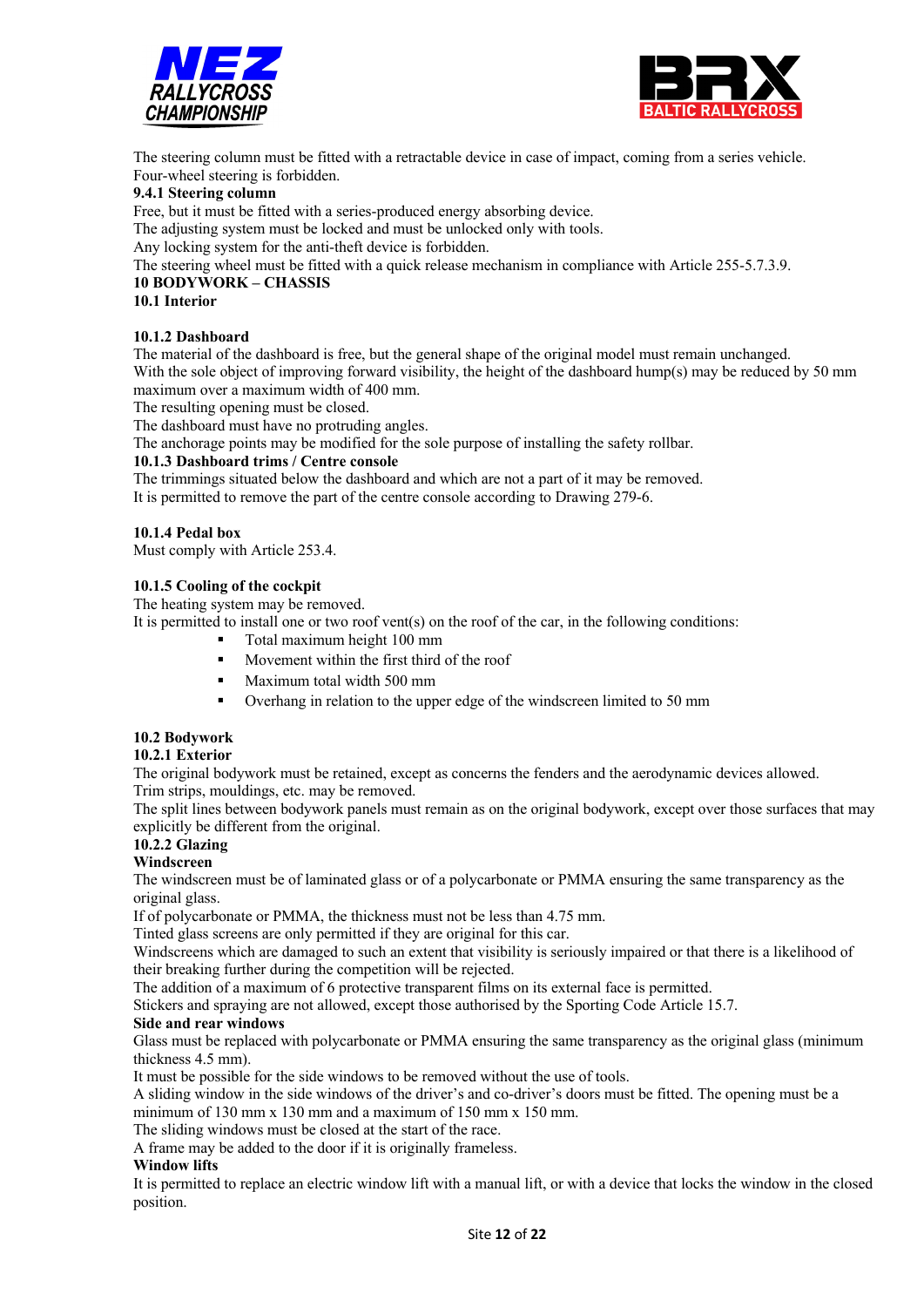The steering column must be fitted with a retractable device in case of impact, coming from a series vehicle.
Four-wheel steering is forbidden.

**9.4.1 Steering column**

Free, but it must be fitted with a series-produced energy absorbing device.
The adjusting system must be locked and must be unlocked only with tools.
Any locking system for the anti-theft device is forbidden.
The steering wheel must be fitted with a quick release mechanism in compliance with Article 255-5.7.3.9.

## 10 BODYWORK – CHASSIS

### 10.1 Interior

#### 10.1.2 Dashboard

The material of the dashboard is free, but the general shape of the original model must remain unchanged.
With the sole object of improving forward visibility, the height of the dashboard hump(s) may be reduced by 50 mm maximum over a maximum width of 400 mm.
The resulting opening must be closed.
The dashboard must have no protruding angles.
The anchorage points may be modified for the sole purpose of installing the safety rollbar.

#### 10.1.3 Dashboard trims / Centre console

The trimmings situated below the dashboard and which are not a part of it may be removed.
It is permitted to remove the part of the centre console according to Drawing 279-6.

#### 10.1.4 Pedal box

Must comply with Article 253.4.

#### 10.1.5 Cooling of the cockpit

The heating system may be removed.
It is permitted to install one or two roof vent(s) on the roof of the car, in the following conditions:

- Total maximum height 100 mm
- Movement within the first third of the roof
- Maximum total width 500 mm
- Overhang in relation to the upper edge of the windscreen limited to 50 mm

### 10.2 Bodywork

#### 10.2.1 Exterior

The original bodywork must be retained, except as concerns the fenders and the aerodynamic devices allowed.
Trim strips, mouldings, etc. may be removed.
The split lines between bodywork panels must remain as on the original bodywork, except over those surfaces that may explicitly be different from the original.

#### 10.2.2 Glazing

**Windscreen**

The windscreen must be of laminated glass or of a polycarbonate or PMMA ensuring the same transparency as the original glass.
If of polycarbonate or PMMA, the thickness must not be less than 4.75 mm.
Tinted glass screens are only permitted if they are original for this car.
Windscreens which are damaged to such an extent that visibility is seriously impaired or that there is a likelihood of their breaking further during the competition will be rejected.
The addition of a maximum of 6 protective transparent films on its external face is permitted.
Stickers and spraying are not allowed, except those authorised by the Sporting Code Article 15.7.

**Side and rear windows**

Glass must be replaced with polycarbonate or PMMA ensuring the same transparency as the original glass (minimum thickness 4.5 mm).
It must be possible for the side windows to be removed without the use of tools.
A sliding window in the side windows of the driver's and co-driver's doors must be fitted. The opening must be a minimum of 130 mm x 130 mm and a maximum of 150 mm x 150 mm.
The sliding windows must be closed at the start of the race.
A frame may be added to the door if it is originally frameless.

**Window lifts**

It is permitted to replace an electric window lift with a manual lift, or with a device that locks the window in the closed position.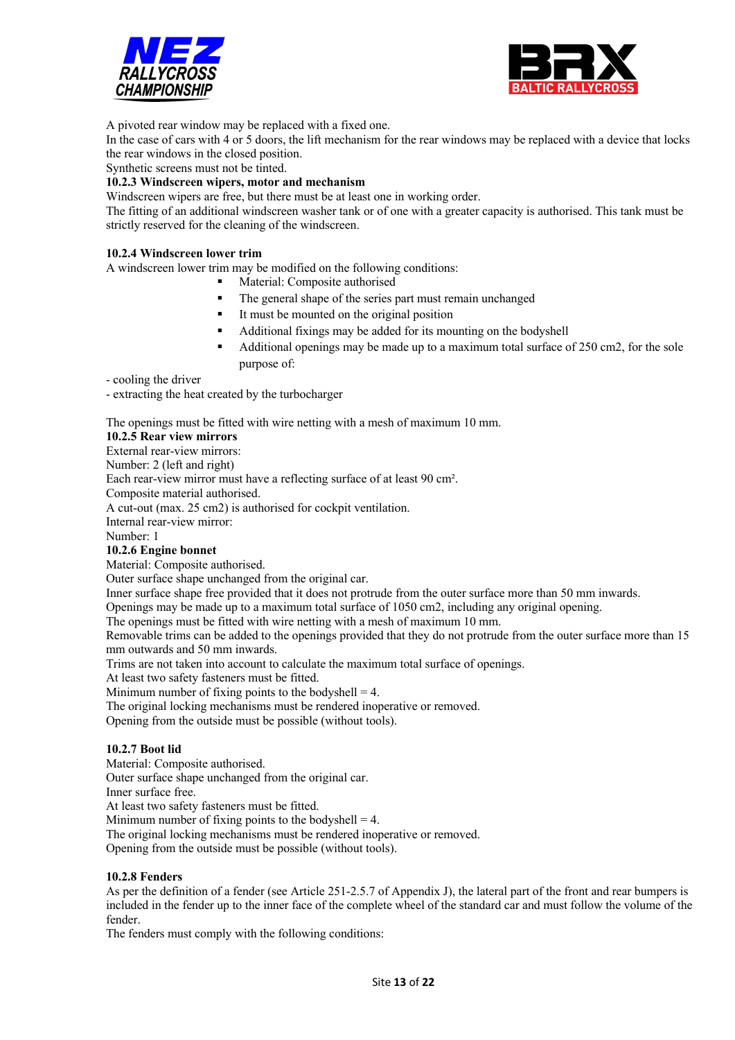A pivoted rear window may be replaced with a fixed one.
In the case of cars with 4 or 5 doors, the lift mechanism for the rear windows may be replaced with a device that locks the rear windows in the closed position.
Synthetic screens must not be tinted.

**10.2.3 Windscreen wipers, motor and mechanism**

Windscreen wipers are free, but there must be at least one in working order.
The fitting of an additional windscreen washer tank or of one with a greater capacity is authorised. This tank must be strictly reserved for the cleaning of the windscreen.

**10.2.4 Windscreen lower trim**

A windscreen lower trim may be modified on the following conditions:

- Material: Composite authorised
- The general shape of the series part must remain unchanged
- It must be mounted on the original position
- Additional fixings may be added for its mounting on the bodyshell
- Additional openings may be made up to a maximum total surface of 250 cm2, for the sole purpose of:

- cooling the driver
- extracting the heat created by the turbocharger

The openings must be fitted with wire netting with a mesh of maximum 10 mm.

**10.2.5 Rear view mirrors**

External rear-view mirrors:
Number: 2 (left and right)
Each rear-view mirror must have a reflecting surface of at least 90 cm².
Composite material authorised.
A cut-out (max. 25 cm2) is authorised for cockpit ventilation.
Internal rear-view mirror:
Number: 1

**10.2.6 Engine bonnet**

Material: Composite authorised.
Outer surface shape unchanged from the original car.
Inner surface shape free provided that it does not protrude from the outer surface more than 50 mm inwards.
Openings may be made up to a maximum total surface of 1050 cm2, including any original opening.
The openings must be fitted with wire netting with a mesh of maximum 10 mm.
Removable trims can be added to the openings provided that they do not protrude from the outer surface more than 15 mm outwards and 50 mm inwards.
Trims are not taken into account to calculate the maximum total surface of openings.
At least two safety fasteners must be fitted.
Minimum number of fixing points to the bodyshell = 4.
The original locking mechanisms must be rendered inoperative or removed.
Opening from the outside must be possible (without tools).

**10.2.7 Boot lid**

Material: Composite authorised.
Outer surface shape unchanged from the original car.
Inner surface free.
At least two safety fasteners must be fitted.
Minimum number of fixing points to the bodyshell = 4.
The original locking mechanisms must be rendered inoperative or removed.
Opening from the outside must be possible (without tools).

**10.2.8 Fenders**

As per the definition of a fender (see Article 251-2.5.7 of Appendix J), the lateral part of the front and rear bumpers is included in the fender up to the inner face of the complete wheel of the standard car and must follow the volume of the fender.
The fenders must comply with the following conditions: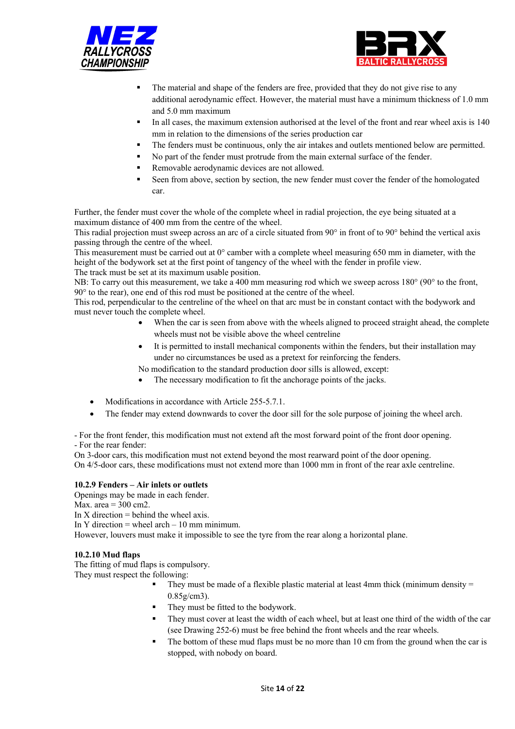- The material and shape of the fenders are free, provided that they do not give rise to any additional aerodynamic effect. However, the material must have a minimum thickness of 1.0 mm and 5.0 mm maximum
- In all cases, the maximum extension authorised at the level of the front and rear wheel axis is 140 mm in relation to the dimensions of the series production car
- The fenders must be continuous, only the air intakes and outlets mentioned below are permitted.
- No part of the fender must protrude from the main external surface of the fender.
- Removable aerodynamic devices are not allowed.
- Seen from above, section by section, the new fender must cover the fender of the homologated car.

Further, the fender must cover the whole of the complete wheel in radial projection, the eye being situated at a maximum distance of 400 mm from the centre of the wheel.
This radial projection must sweep across an arc of a circle situated from 90° in front of to 90° behind the vertical axis passing through the centre of the wheel.
This measurement must be carried out at 0° camber with a complete wheel measuring 650 mm in diameter, with the height of the bodywork set at the first point of tangency of the wheel with the fender in profile view.
The track must be set at its maximum usable position.
NB: To carry out this measurement, we take a 400 mm measuring rod which we sweep across 180° (90° to the front, 90° to the rear), one end of this rod must be positioned at the centre of the wheel.
This rod, perpendicular to the centreline of the wheel on that arc must be in constant contact with the bodywork and must never touch the complete wheel.

- When the car is seen from above with the wheels aligned to proceed straight ahead, the complete wheels must not be visible above the wheel centreline
- It is permitted to install mechanical components within the fenders, but their installation may under no circumstances be used as a pretext for reinforcing the fenders.

No modification to the standard production door sills is allowed, except:

- The necessary modification to fit the anchorage points of the jacks.

- Modifications in accordance with Article 255-5.7.1.
- The fender may extend downwards to cover the door sill for the sole purpose of joining the wheel arch.

- For the front fender, this modification must not extend aft the most forward point of the front door opening.
- For the rear fender:
On 3-door cars, this modification must not extend beyond the most rearward point of the door opening.
On 4/5-door cars, these modifications must not extend more than 1000 mm in front of the rear axle centreline.

**10.2.9 Fenders – Air inlets or outlets**
Openings may be made in each fender.
Max. area = 300 cm2.
In X direction = behind the wheel axis.
In Y direction = wheel arch – 10 mm minimum.
However, louvers must make it impossible to see the tyre from the rear along a horizontal plane.

**10.2.10 Mud flaps**
The fitting of mud flaps is compulsory.
They must respect the following:

- They must be made of a flexible plastic material at least 4mm thick (minimum density = 0.85g/cm3).
- They must be fitted to the bodywork.
- They must cover at least the width of each wheel, but at least one third of the width of the car (see Drawing 252-6) must be free behind the front wheels and the rear wheels.
- The bottom of these mud flaps must be no more than 10 cm from the ground when the car is stopped, with nobody on board.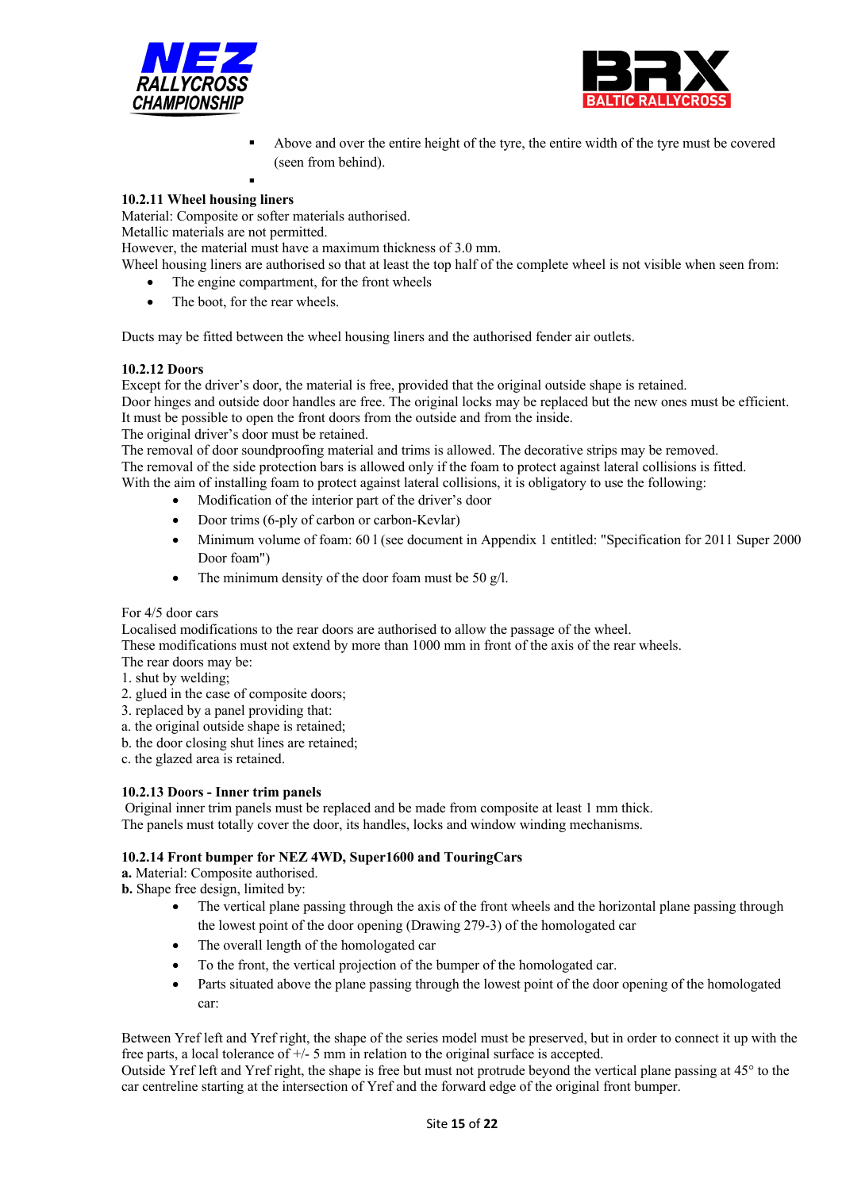- Above and over the entire height of the tyre, the entire width of the tyre must be covered (seen from behind).
-

**10.2.11 Wheel housing liners**

Material: Composite or softer materials authorised.
Metallic materials are not permitted.
However, the material must have a maximum thickness of 3.0 mm.
Wheel housing liners are authorised so that at least the top half of the complete wheel is not visible when seen from:

- The engine compartment, for the front wheels
- The boot, for the rear wheels.

Ducts may be fitted between the wheel housing liners and the authorised fender air outlets.

**10.2.12 Doors**

Except for the driver's door, the material is free, provided that the original outside shape is retained.
Door hinges and outside door handles are free. The original locks may be replaced but the new ones must be efficient.
It must be possible to open the front doors from the outside and from the inside.
The original driver's door must be retained.
The removal of door soundproofing material and trims is allowed. The decorative strips may be removed.
The removal of the side protection bars is allowed only if the foam to protect against lateral collisions is fitted.
With the aim of installing foam to protect against lateral collisions, it is obligatory to use the following:

- Modification of the interior part of the driver's door
- Door trims (6-ply of carbon or carbon-Kevlar)
- Minimum volume of foam: 60 l (see document in Appendix 1 entitled: "Specification for 2011 Super 2000 Door foam")
- The minimum density of the door foam must be 50 g/l.

For 4/5 door cars
Localised modifications to the rear doors are authorised to allow the passage of the wheel.
These modifications must not extend by more than 1000 mm in front of the axis of the rear wheels.
The rear doors may be:
1. shut by welding;
2. glued in the case of composite doors;
3. replaced by a panel providing that:
a. the original outside shape is retained;
b. the door closing shut lines are retained;
c. the glazed area is retained.

**10.2.13 Doors - Inner trim panels**

Original inner trim panels must be replaced and be made from composite at least 1 mm thick.
The panels must totally cover the door, its handles, locks and window winding mechanisms.

**10.2.14 Front bumper for NEZ 4WD, Super1600 and TouringCars**

**a.** Material: Composite authorised.
**b.** Shape free design, limited by:

- The vertical plane passing through the axis of the front wheels and the horizontal plane passing through the lowest point of the door opening (Drawing 279-3) of the homologated car
- The overall length of the homologated car
- To the front, the vertical projection of the bumper of the homologated car.
- Parts situated above the plane passing through the lowest point of the door opening of the homologated car:

Between Yref left and Yref right, the shape of the series model must be preserved, but in order to connect it up with the free parts, a local tolerance of +/- 5 mm in relation to the original surface is accepted.
Outside Yref left and Yref right, the shape is free but must not protrude beyond the vertical plane passing at 45° to the car centreline starting at the intersection of Yref and the forward edge of the original front bumper.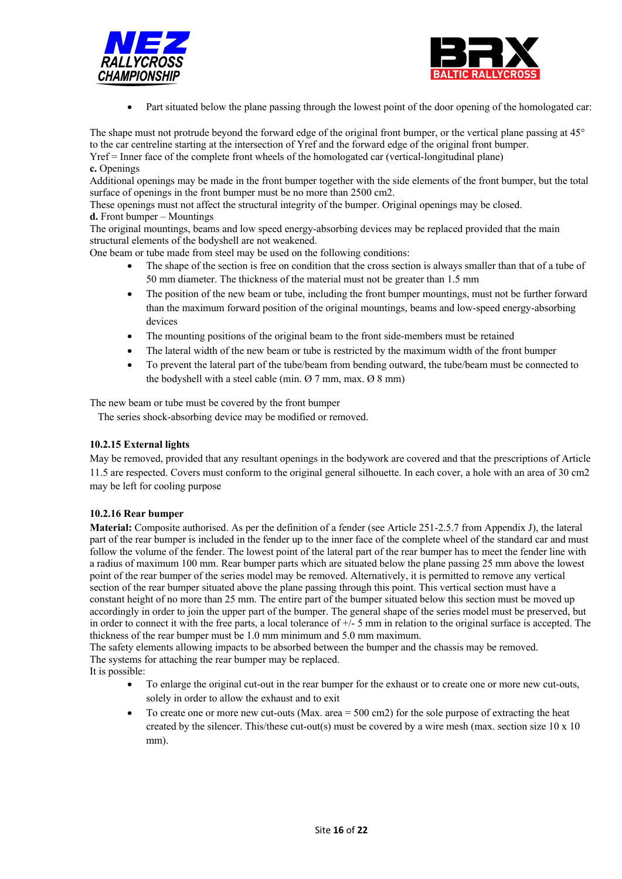- Part situated below the plane passing through the lowest point of the door opening of the homologated car:

The shape must not protrude beyond the forward edge of the original front bumper, or the vertical plane passing at 45° to the car centreline starting at the intersection of Yref and the forward edge of the original front bumper.
Yref = Inner face of the complete front wheels of the homologated car (vertical-longitudinal plane)

**c.** Openings

Additional openings may be made in the front bumper together with the side elements of the front bumper, but the total surface of openings in the front bumper must be no more than 2500 cm2.
These openings must not affect the structural integrity of the bumper. Original openings may be closed.

**d.** Front bumper – Mountings

The original mountings, beams and low speed energy-absorbing devices may be replaced provided that the main structural elements of the bodyshell are not weakened.
One beam or tube made from steel may be used on the following conditions:

- The shape of the section is free on condition that the cross section is always smaller than that of a tube of 50 mm diameter. The thickness of the material must not be greater than 1.5 mm
- The position of the new beam or tube, including the front bumper mountings, must not be further forward than the maximum forward position of the original mountings, beams and low-speed energy-absorbing devices
- The mounting positions of the original beam to the front side-members must be retained
- The lateral width of the new beam or tube is restricted by the maximum width of the front bumper
- To prevent the lateral part of the tube/beam from bending outward, the tube/beam must be connected to the bodyshell with a steel cable (min. Ø 7 mm, max. Ø 8 mm)

The new beam or tube must be covered by the front bumper
The series shock-absorbing device may be modified or removed.

### 10.2.15 External lights

May be removed, provided that any resultant openings in the bodywork are covered and that the prescriptions of Article 11.5 are respected. Covers must conform to the original general silhouette. In each cover, a hole with an area of 30 cm2 may be left for cooling purpose

### 10.2.16 Rear bumper

**Material:** Composite authorised. As per the definition of a fender (see Article 251-2.5.7 from Appendix J), the lateral part of the rear bumper is included in the fender up to the inner face of the complete wheel of the standard car and must follow the volume of the fender. The lowest point of the lateral part of the rear bumper has to meet the fender line with a radius of maximum 100 mm. Rear bumper parts which are situated below the plane passing 25 mm above the lowest point of the rear bumper of the series model may be removed. Alternatively, it is permitted to remove any vertical section of the rear bumper situated above the plane passing through this point. This vertical section must have a constant height of no more than 25 mm. The entire part of the bumper situated below this section must be moved up accordingly in order to join the upper part of the bumper. The general shape of the series model must be preserved, but in order to connect it with the free parts, a local tolerance of +/- 5 mm in relation to the original surface is accepted. The thickness of the rear bumper must be 1.0 mm minimum and 5.0 mm maximum.
The safety elements allowing impacts to be absorbed between the bumper and the chassis may be removed.
The systems for attaching the rear bumper may be replaced.
It is possible:

- To enlarge the original cut-out in the rear bumper for the exhaust or to create one or more new cut-outs, solely in order to allow the exhaust and to exit
- To create one or more new cut-outs (Max. area = 500 cm2) for the sole purpose of extracting the heat created by the silencer. This/these cut-out(s) must be covered by a wire mesh (max. section size 10 x 10 mm).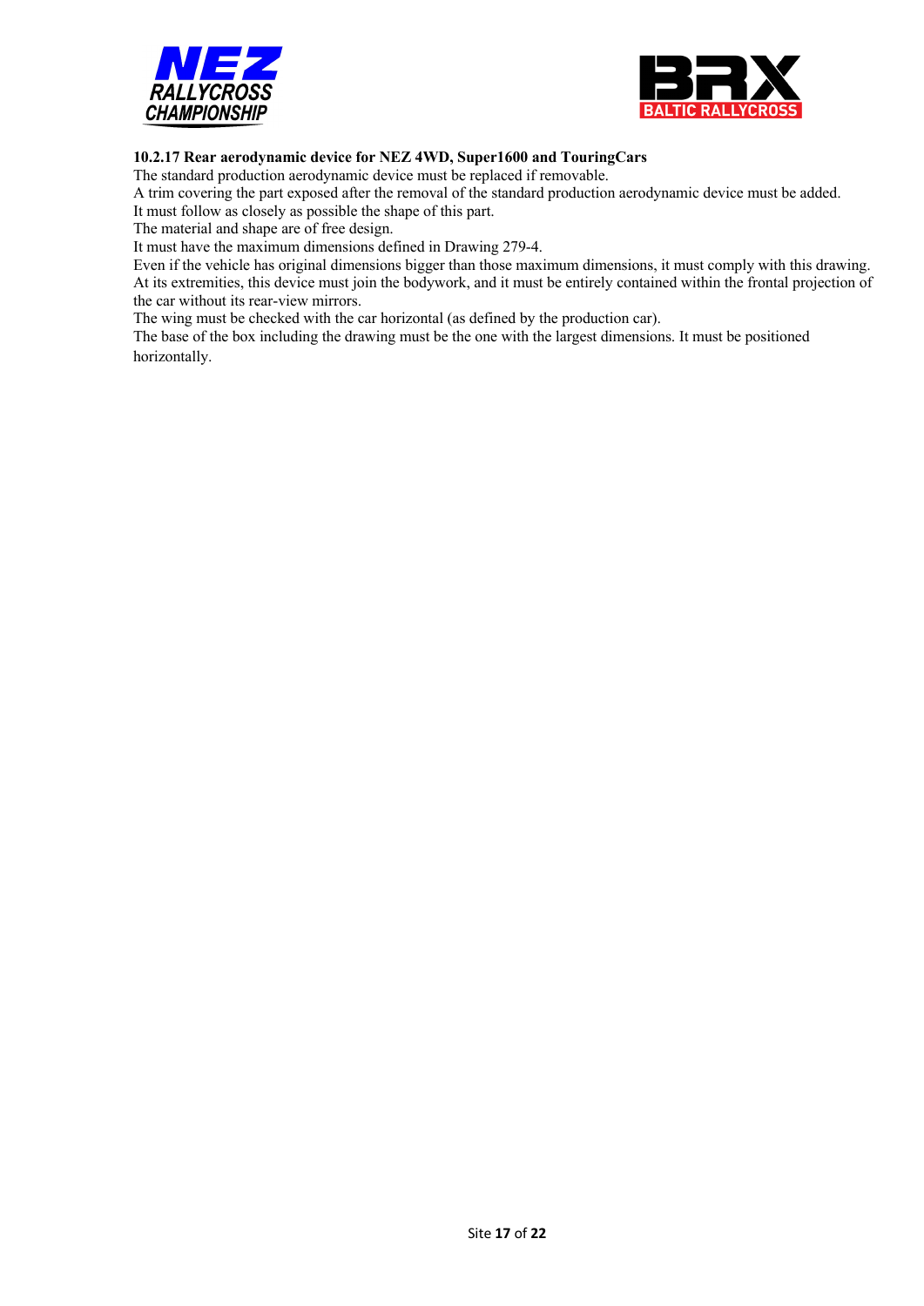**10.2.17 Rear aerodynamic device for NEZ 4WD, Super1600 and TouringCars**

The standard production aerodynamic device must be replaced if removable.

A trim covering the part exposed after the removal of the standard production aerodynamic device must be added.

It must follow as closely as possible the shape of this part.

The material and shape are of free design.

It must have the maximum dimensions defined in Drawing 279-4.

Even if the vehicle has original dimensions bigger than those maximum dimensions, it must comply with this drawing.

At its extremities, this device must join the bodywork, and it must be entirely contained within the frontal projection of the car without its rear-view mirrors.

The wing must be checked with the car horizontal (as defined by the production car).

The base of the box including the drawing must be the one with the largest dimensions. It must be positioned horizontally.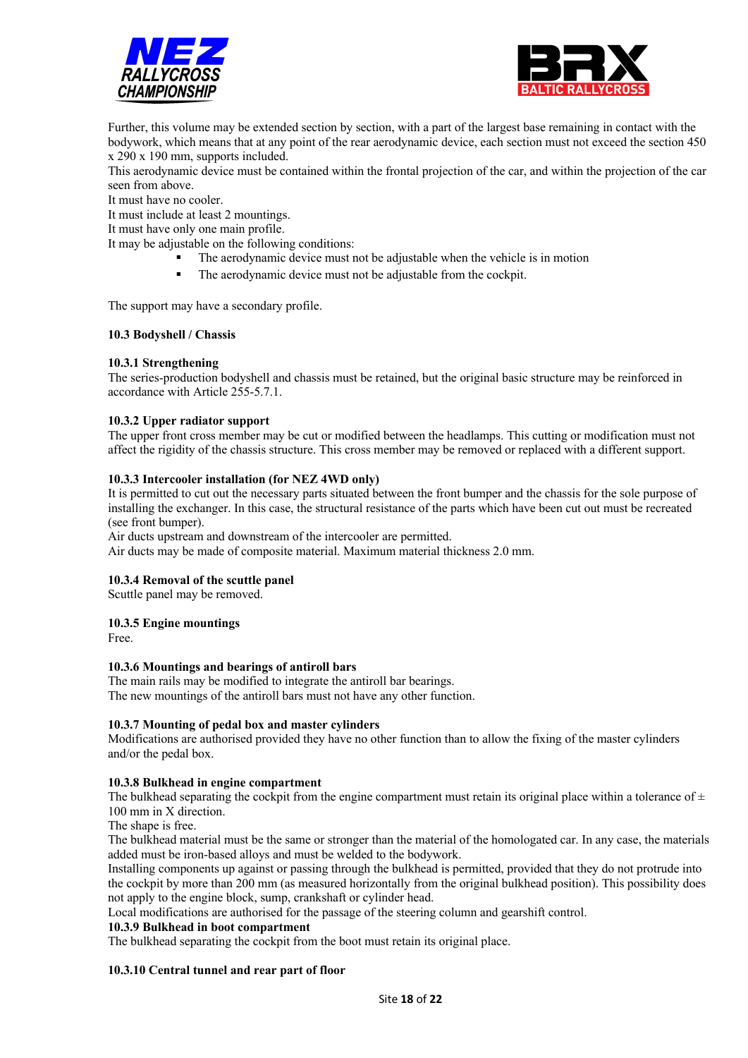Further, this volume may be extended section by section, with a part of the largest base remaining in contact with the bodywork, which means that at any point of the rear aerodynamic device, each section must not exceed the section 450 x 290 x 190 mm, supports included.
This aerodynamic device must be contained within the frontal projection of the car, and within the projection of the car seen from above.
It must have no cooler.
It must include at least 2 mountings.
It must have only one main profile.
It may be adjustable on the following conditions:

- The aerodynamic device must not be adjustable when the vehicle is in motion
- The aerodynamic device must not be adjustable from the cockpit.

The support may have a secondary profile.

### 10.3 Bodyshell / Chassis

#### 10.3.1 Strengthening

The series-production bodyshell and chassis must be retained, but the original basic structure may be reinforced in accordance with Article 255-5.7.1.

#### 10.3.2 Upper radiator support

The upper front cross member may be cut or modified between the headlamps. This cutting or modification must not affect the rigidity of the chassis structure. This cross member may be removed or replaced with a different support.

#### 10.3.3 Intercooler installation (for NEZ 4WD only)

It is permitted to cut out the necessary parts situated between the front bumper and the chassis for the sole purpose of installing the exchanger. In this case, the structural resistance of the parts which have been cut out must be recreated (see front bumper).
Air ducts upstream and downstream of the intercooler are permitted.
Air ducts may be made of composite material. Maximum material thickness 2.0 mm.

#### 10.3.4 Removal of the scuttle panel

Scuttle panel may be removed.

#### 10.3.5 Engine mountings

Free.

#### 10.3.6 Mountings and bearings of antiroll bars

The main rails may be modified to integrate the antiroll bar bearings.
The new mountings of the antiroll bars must not have any other function.

#### 10.3.7 Mounting of pedal box and master cylinders

Modifications are authorised provided they have no other function than to allow the fixing of the master cylinders and/or the pedal box.

#### 10.3.8 Bulkhead in engine compartment

The bulkhead separating the cockpit from the engine compartment must retain its original place within a tolerance of ± 100 mm in X direction.
The shape is free.
The bulkhead material must be the same or stronger than the material of the homologated car. In any case, the materials added must be iron-based alloys and must be welded to the bodywork.
Installing components up against or passing through the bulkhead is permitted, provided that they do not protrude into the cockpit by more than 200 mm (as measured horizontally from the original bulkhead position). This possibility does not apply to the engine block, sump, crankshaft or cylinder head.
Local modifications are authorised for the passage of the steering column and gearshift control.

#### 10.3.9 Bulkhead in boot compartment

The bulkhead separating the cockpit from the boot must retain its original place.

#### 10.3.10 Central tunnel and rear part of floor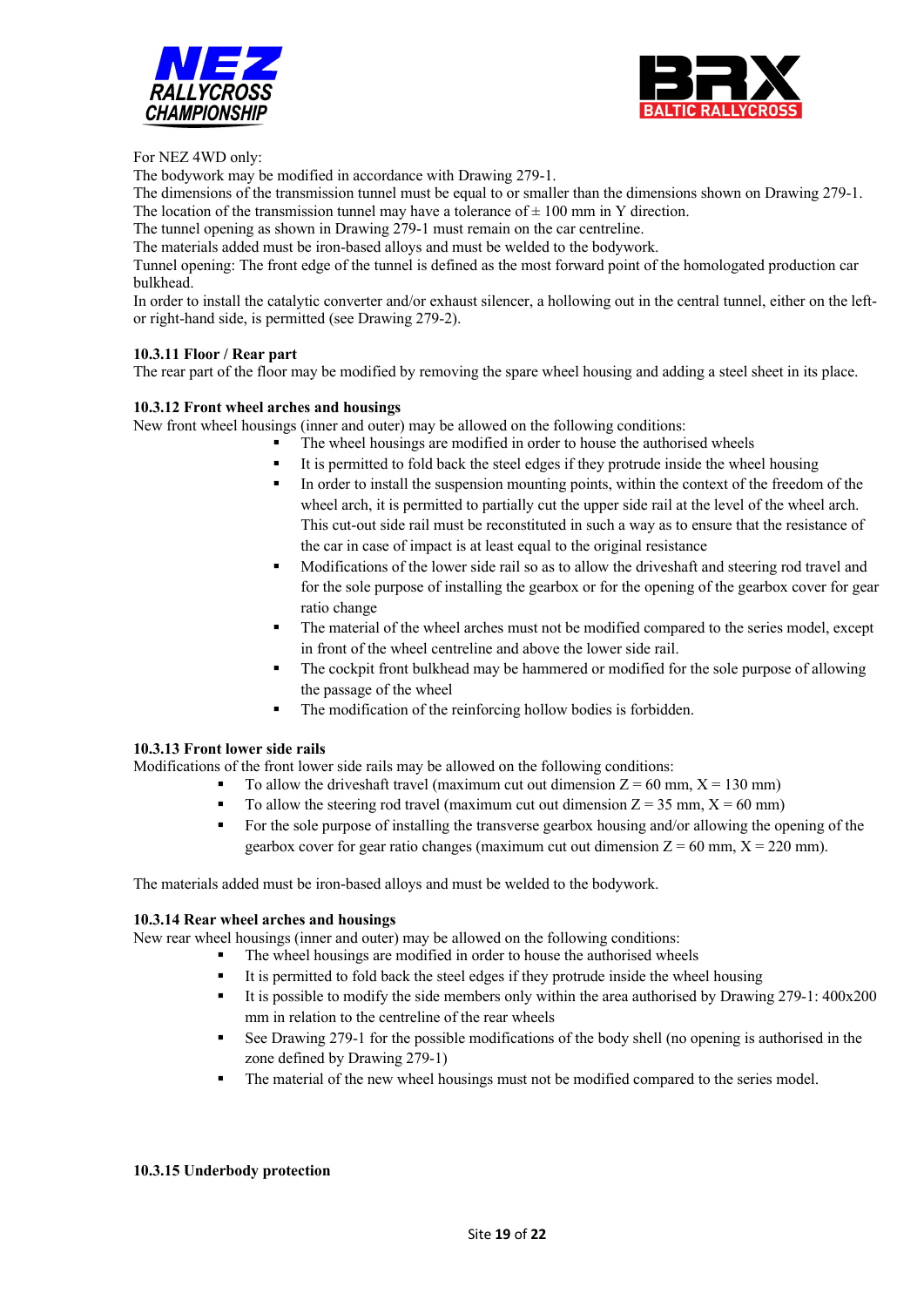For NEZ 4WD only:
The bodywork may be modified in accordance with Drawing 279-1.
The dimensions of the transmission tunnel must be equal to or smaller than the dimensions shown on Drawing 279-1.
The location of the transmission tunnel may have a tolerance of ± 100 mm in Y direction.
The tunnel opening as shown in Drawing 279-1 must remain on the car centreline.
The materials added must be iron-based alloys and must be welded to the bodywork.
Tunnel opening: The front edge of the tunnel is defined as the most forward point of the homologated production car bulkhead.
In order to install the catalytic converter and/or exhaust silencer, a hollowing out in the central tunnel, either on the left- or right-hand side, is permitted (see Drawing 279-2).

**10.3.11 Floor / Rear part**
The rear part of the floor may be modified by removing the spare wheel housing and adding a steel sheet in its place.

**10.3.12 Front wheel arches and housings**
New front wheel housings (inner and outer) may be allowed on the following conditions:

- The wheel housings are modified in order to house the authorised wheels
- It is permitted to fold back the steel edges if they protrude inside the wheel housing
- In order to install the suspension mounting points, within the context of the freedom of the wheel arch, it is permitted to partially cut the upper side rail at the level of the wheel arch. This cut-out side rail must be reconstituted in such a way as to ensure that the resistance of the car in case of impact is at least equal to the original resistance
- Modifications of the lower side rail so as to allow the driveshaft and steering rod travel and for the sole purpose of installing the gearbox or for the opening of the gearbox cover for gear ratio change
- The material of the wheel arches must not be modified compared to the series model, except in front of the wheel centreline and above the lower side rail.
- The cockpit front bulkhead may be hammered or modified for the sole purpose of allowing the passage of the wheel
- The modification of the reinforcing hollow bodies is forbidden.

**10.3.13 Front lower side rails**
Modifications of the front lower side rails may be allowed on the following conditions:

- To allow the driveshaft travel (maximum cut out dimension Z = 60 mm, X = 130 mm)
- To allow the steering rod travel (maximum cut out dimension Z = 35 mm, X = 60 mm)
- For the sole purpose of installing the transverse gearbox housing and/or allowing the opening of the gearbox cover for gear ratio changes (maximum cut out dimension Z = 60 mm, X = 220 mm).

The materials added must be iron-based alloys and must be welded to the bodywork.

**10.3.14 Rear wheel arches and housings**
New rear wheel housings (inner and outer) may be allowed on the following conditions:

- The wheel housings are modified in order to house the authorised wheels
- It is permitted to fold back the steel edges if they protrude inside the wheel housing
- It is possible to modify the side members only within the area authorised by Drawing 279-1: 400x200 mm in relation to the centreline of the rear wheels
- See Drawing 279-1 for the possible modifications of the body shell (no opening is authorised in the zone defined by Drawing 279-1)
- The material of the new wheel housings must not be modified compared to the series model.

**10.3.15 Underbody protection**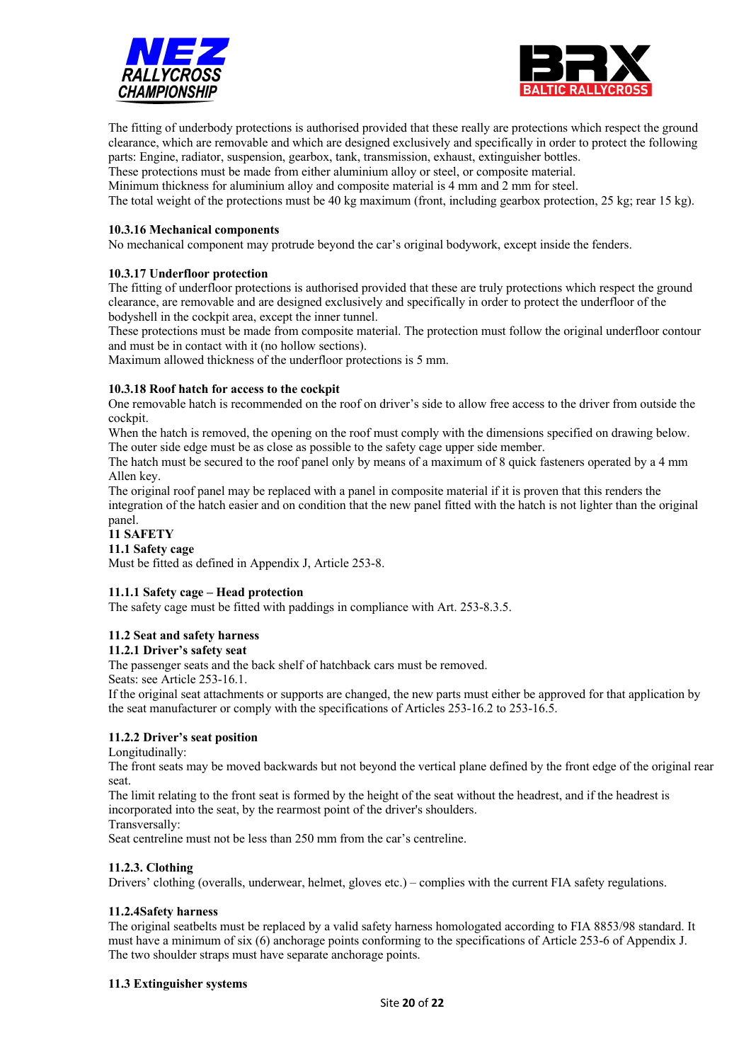The fitting of underbody protections is authorised provided that these really are protections which respect the ground clearance, which are removable and which are designed exclusively and specifically in order to protect the following parts: Engine, radiator, suspension, gearbox, tank, transmission, exhaust, extinguisher bottles.
These protections must be made from either aluminium alloy or steel, or composite material.
Minimum thickness for aluminium alloy and composite material is 4 mm and 2 mm for steel.
The total weight of the protections must be 40 kg maximum (front, including gearbox protection, 25 kg; rear 15 kg).

**10.3.16 Mechanical components**
No mechanical component may protrude beyond the car's original bodywork, except inside the fenders.

**10.3.17 Underfloor protection**
The fitting of underfloor protections is authorised provided that these are truly protections which respect the ground clearance, are removable and are designed exclusively and specifically in order to protect the underfloor of the bodyshell in the cockpit area, except the inner tunnel.
These protections must be made from composite material. The protection must follow the original underfloor contour and must be in contact with it (no hollow sections).
Maximum allowed thickness of the underfloor protections is 5 mm.

**10.3.18 Roof hatch for access to the cockpit**
One removable hatch is recommended on the roof on driver's side to allow free access to the driver from outside the cockpit.
When the hatch is removed, the opening on the roof must comply with the dimensions specified on drawing below.
The outer side edge must be as close as possible to the safety cage upper side member.
The hatch must be secured to the roof panel only by means of a maximum of 8 quick fasteners operated by a 4 mm Allen key.
The original roof panel may be replaced with a panel in composite material if it is proven that this renders the integration of the hatch easier and on condition that the new panel fitted with the hatch is not lighter than the original panel.

## 11 SAFETY

**11.1 Safety cage**
Must be fitted as defined in Appendix J, Article 253-8.

**11.1.1 Safety cage – Head protection**
The safety cage must be fitted with paddings in compliance with Art. 253-8.3.5.

**11.2 Seat and safety harness**

**11.2.1 Driver's safety seat**
The passenger seats and the back shelf of hatchback cars must be removed.
Seats: see Article 253-16.1.
If the original seat attachments or supports are changed, the new parts must either be approved for that application by the seat manufacturer or comply with the specifications of Articles 253-16.2 to 253-16.5.

**11.2.2 Driver's seat position**
Longitudinally:
The front seats may be moved backwards but not beyond the vertical plane defined by the front edge of the original rear seat.
The limit relating to the front seat is formed by the height of the seat without the headrest, and if the headrest is incorporated into the seat, by the rearmost point of the driver's shoulders.
Transversally:
Seat centreline must not be less than 250 mm from the car's centreline.

**11.2.3. Clothing**
Drivers' clothing (overalls, underwear, helmet, gloves etc.) – complies with the current FIA safety regulations.

**11.2.4Safety harness**
The original seatbelts must be replaced by a valid safety harness homologated according to FIA 8853/98 standard. It must have a minimum of six (6) anchorage points conforming to the specifications of Article 253-6 of Appendix J.
The two shoulder straps must have separate anchorage points.

**11.3 Extinguisher systems**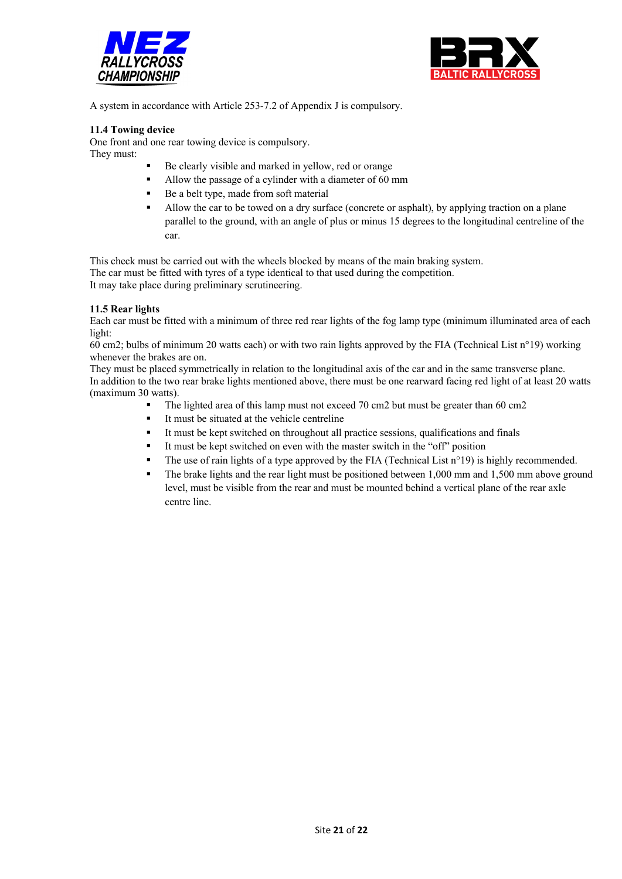A system in accordance with Article 253-7.2 of Appendix J is compulsory.

### 11.4 Towing device

One front and one rear towing device is compulsory.
They must:

- Be clearly visible and marked in yellow, red or orange
- Allow the passage of a cylinder with a diameter of 60 mm
- Be a belt type, made from soft material
- Allow the car to be towed on a dry surface (concrete or asphalt), by applying traction on a plane parallel to the ground, with an angle of plus or minus 15 degrees to the longitudinal centreline of the car.

This check must be carried out with the wheels blocked by means of the main braking system.
The car must be fitted with tyres of a type identical to that used during the competition.
It may take place during preliminary scrutineering.

### 11.5 Rear lights

Each car must be fitted with a minimum of three red rear lights of the fog lamp type (minimum illuminated area of each light:
60 cm2; bulbs of minimum 20 watts each) or with two rain lights approved by the FIA (Technical List n°19) working whenever the brakes are on.
They must be placed symmetrically in relation to the longitudinal axis of the car and in the same transverse plane.
In addition to the two rear brake lights mentioned above, there must be one rearward facing red light of at least 20 watts (maximum 30 watts).

- The lighted area of this lamp must not exceed 70 cm2 but must be greater than 60 cm2
- It must be situated at the vehicle centreline
- It must be kept switched on throughout all practice sessions, qualifications and finals
- It must be kept switched on even with the master switch in the "off" position
- The use of rain lights of a type approved by the FIA (Technical List n°19) is highly recommended.
- The brake lights and the rear light must be positioned between 1,000 mm and 1,500 mm above ground level, must be visible from the rear and must be mounted behind a vertical plane of the rear axle centre line.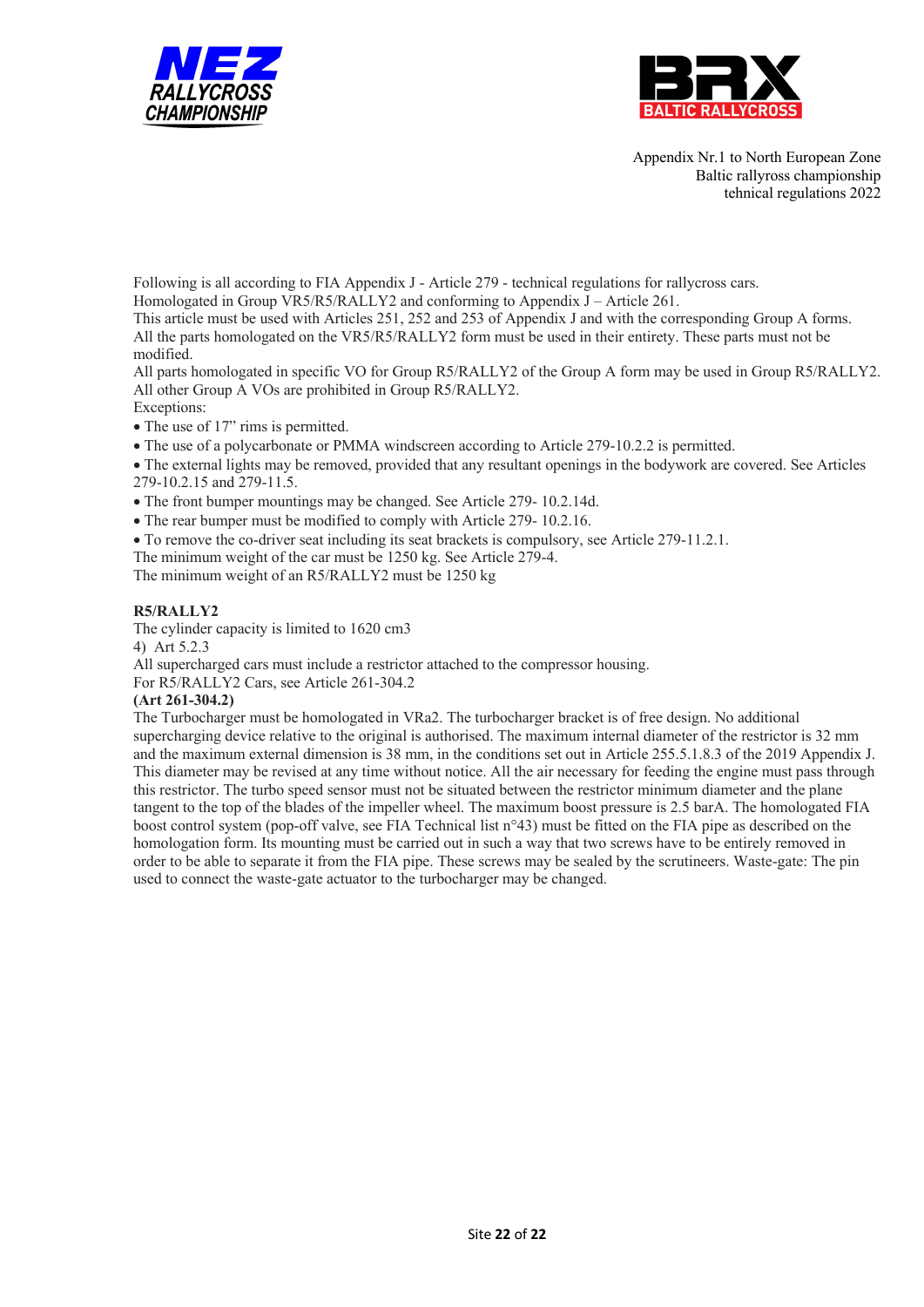Appendix Nr.1 to North European Zone
Baltic rallyross championship
tehnical regulations 2022

Following is all according to FIA Appendix J - Article 279 - technical regulations for rallycross cars.
Homologated in Group VR5/R5/RALLY2 and conforming to Appendix J – Article 261.
This article must be used with Articles 251, 252 and 253 of Appendix J and with the corresponding Group A forms.
All the parts homologated on the VR5/R5/RALLY2 form must be used in their entirety. These parts must not be modified.
All parts homologated in specific VO for Group R5/RALLY2 of the Group A form may be used in Group R5/RALLY2.
All other Group A VOs are prohibited in Group R5/RALLY2.
Exceptions:

- The use of 17" rims is permitted.
- The use of a polycarbonate or PMMA windscreen according to Article 279-10.2.2 is permitted.
- The external lights may be removed, provided that any resultant openings in the bodywork are covered. See Articles 279-10.2.15 and 279-11.5.
- The front bumper mountings may be changed. See Article 279- 10.2.14d.
- The rear bumper must be modified to comply with Article 279- 10.2.16.
- To remove the co-driver seat including its seat brackets is compulsory, see Article 279-11.2.1.

The minimum weight of the car must be 1250 kg. See Article 279-4.
The minimum weight of an R5/RALLY2 must be 1250 kg

**R5/RALLY2**

The cylinder capacity is limited to 1620 cm3
4) Art 5.2.3
All supercharged cars must include a restrictor attached to the compressor housing.
For R5/RALLY2 Cars, see Article 261-304.2

**(Art 261-304.2)**

The Turbocharger must be homologated in VRa2. The turbocharger bracket is of free design. No additional supercharging device relative to the original is authorised. The maximum internal diameter of the restrictor is 32 mm and the maximum external dimension is 38 mm, in the conditions set out in Article 255.5.1.8.3 of the 2019 Appendix J. This diameter may be revised at any time without notice. All the air necessary for feeding the engine must pass through this restrictor. The turbo speed sensor must not be situated between the restrictor minimum diameter and the plane tangent to the top of the blades of the impeller wheel. The maximum boost pressure is 2.5 barA. The homologated FIA boost control system (pop-off valve, see FIA Technical list n°43) must be fitted on the FIA pipe as described on the homologation form. Its mounting must be carried out in such a way that two screws have to be entirely removed in order to be able to separate it from the FIA pipe. These screws may be sealed by the scrutineers. Waste-gate: The pin used to connect the waste-gate actuator to the turbocharger may be changed.